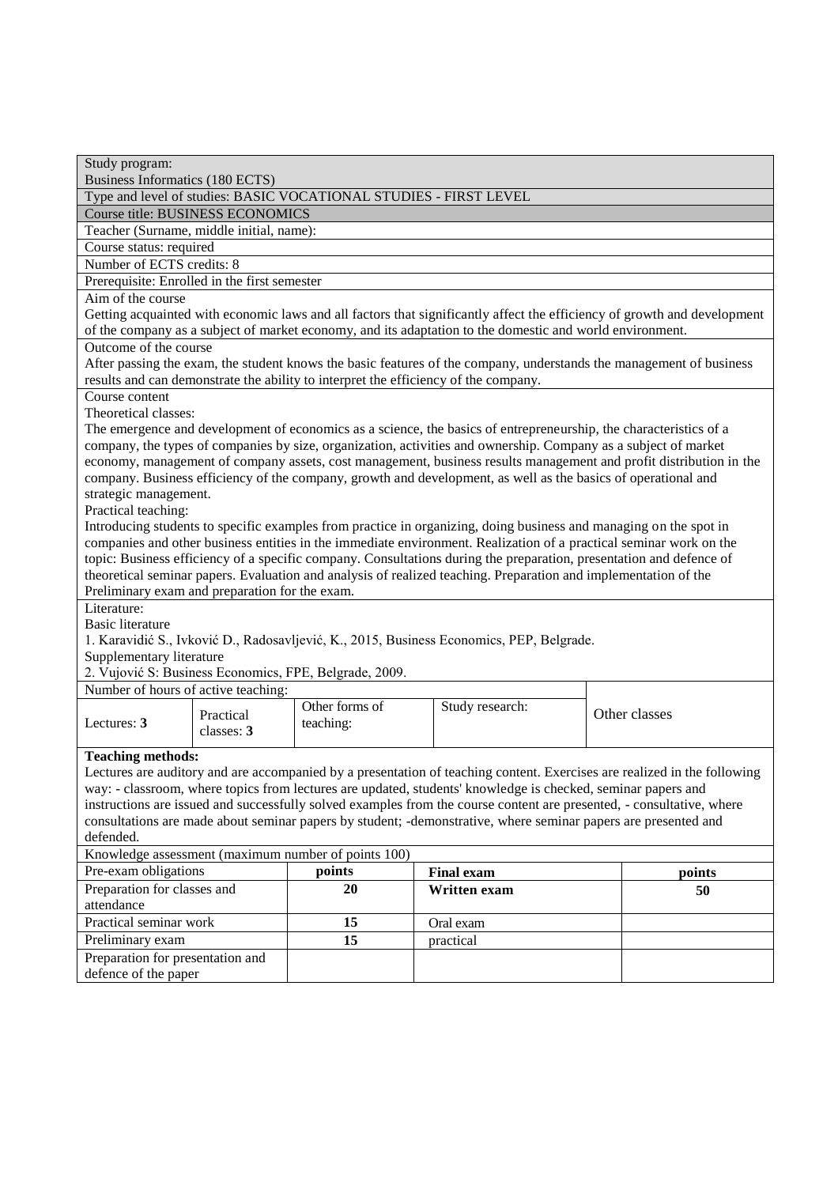Study program:
Business Informatics (180 ECTS)

Type and level of studies: BASIC VOCATIONAL STUDIES - FIRST LEVEL

Course title: BUSINESS ECONOMICS

Teacher (Surname, middle initial, name):

Course status: required

Number of ECTS credits: 8

Prerequisite: Enrolled in the first semester

Aim of the course

Getting acquainted with economic laws and all factors that significantly affect the efficiency of growth and development of the company as a subject of market economy, and its adaptation to the domestic and world environment.

Outcome of the course

After passing the exam, the student knows the basic features of the company, understands the management of business results and can demonstrate the ability to interpret the efficiency of the company.

Course content

Theoretical classes:

The emergence and development of economics as a science, the basics of entrepreneurship, the characteristics of a company, the types of companies by size, organization, activities and ownership. Company as a subject of market economy, management of company assets, cost management, business results management and profit distribution in the company. Business efficiency of the company, growth and development, as well as the basics of operational and strategic management.

Practical teaching:

Introducing students to specific examples from practice in organizing, doing business and managing on the spot in companies and other business entities in the immediate environment. Realization of a practical seminar work on the topic: Business efficiency of a specific company. Consultations during the preparation, presentation and defence of theoretical seminar papers. Evaluation and analysis of realized teaching. Preparation and implementation of the Preliminary exam and preparation for the exam.

Literature:

Basic literature

1. Karavidić S., Ivković D., Radosavljević, K., 2015, Business Economics, PEP, Belgrade.

Supplementary literature

2. Vujović S: Business Economics, FPE, Belgrade, 2009.

Number of hours of active teaching:

| Lectures: **3** | Practical classes: **3** | Other forms of teaching: | Study research: | Other classes |
|---|---|---|---|---|

**Teaching methods:**

Lectures are auditory and are accompanied by a presentation of teaching content. Exercises are realized in the following way: - classroom, where topics from lectures are updated, students' knowledge is checked, seminar papers and instructions are issued and successfully solved examples from the course content are presented, - consultative, where consultations are made about seminar papers by student; -demonstrative, where seminar papers are presented and defended.

Knowledge assessment (maximum number of points 100)

| Pre-exam obligations | points | Final exam | points |
|---|---|---|---|
| Preparation for classes and attendance | **20** | **Written exam** | **50** |
| Practical seminar work | **15** | Oral exam | |
| Preliminary exam | **15** | practical | |
| Preparation for presentation and defence of the paper | | | |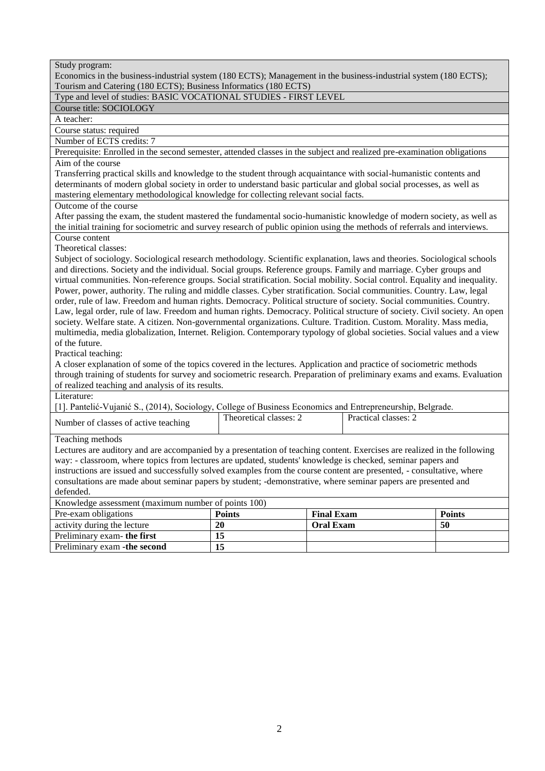Study program:
Economics in the business-industrial system (180 ECTS); Management in the business-industrial system (180 ECTS); Tourism and Catering (180 ECTS); Business Informatics (180 ECTS)

Type and level of studies: BASIC VOCATIONAL STUDIES - FIRST LEVEL

Course title: SOCIOLOGY

A teacher:

Course status: required

Number of ECTS credits: 7

Prerequisite: Enrolled in the second semester, attended classes in the subject and realized pre-examination obligations

Aim of the course
Transferring practical skills and knowledge to the student through acquaintance with social-humanistic contents and determinants of modern global society in order to understand basic particular and global social processes, as well as mastering elementary methodological knowledge for collecting relevant social facts.

Outcome of the course
After passing the exam, the student mastered the fundamental socio-humanistic knowledge of modern society, as well as the initial training for sociometric and survey research of public opinion using the methods of referrals and interviews.

Course content
Theoretical classes:
Subject of sociology. Sociological research methodology. Scientific explanation, laws and theories. Sociological schools and directions. Society and the individual. Social groups. Reference groups. Family and marriage. Cyber groups and virtual communities. Non-reference groups. Social stratification. Social mobility. Social control. Equality and inequality. Power, power, authority. The ruling and middle classes. Cyber stratification. Social communities. Country. Law, legal order, rule of law. Freedom and human rights. Democracy. Political structure of society. Social communities. Country. Law, legal order, rule of law. Freedom and human rights. Democracy. Political structure of society. Civil society. An open society. Welfare state. A citizen. Non-governmental organizations. Culture. Tradition. Custom. Morality. Mass media, multimedia, media globalization, Internet. Religion. Contemporary typology of global societies. Social values and a view of the future.
Practical teaching:
A closer explanation of some of the topics covered in the lectures. Application and practice of sociometric methods through training of students for survey and sociometric research. Preparation of preliminary exams and exams. Evaluation of realized teaching and analysis of its results.

Literature:
[1]. Pantelić-Vujanić S., (2014), Sociology, College of Business Economics and Entrepreneurship, Belgrade.

| Number of classes of active teaching | Theoretical classes: 2 | Practical classes: 2 |
|---|---|---|

Teaching methods
Lectures are auditory and are accompanied by a presentation of teaching content. Exercises are realized in the following way: - classroom, where topics from lectures are updated, students' knowledge is checked, seminar papers and instructions are issued and successfully solved examples from the course content are presented, - consultative, where consultations are made about seminar papers by student; -demonstrative, where seminar papers are presented and defended.

Knowledge assessment (maximum number of points 100)

| Pre-exam obligations | **Points** | **Final Exam** | **Points** |
|---|---|---|---|
| activity during the lecture | **20** | **Oral Exam** | **50** |
| Preliminary exam- **the first** | **15** | | |
| Preliminary exam -**the second** | **15** | | |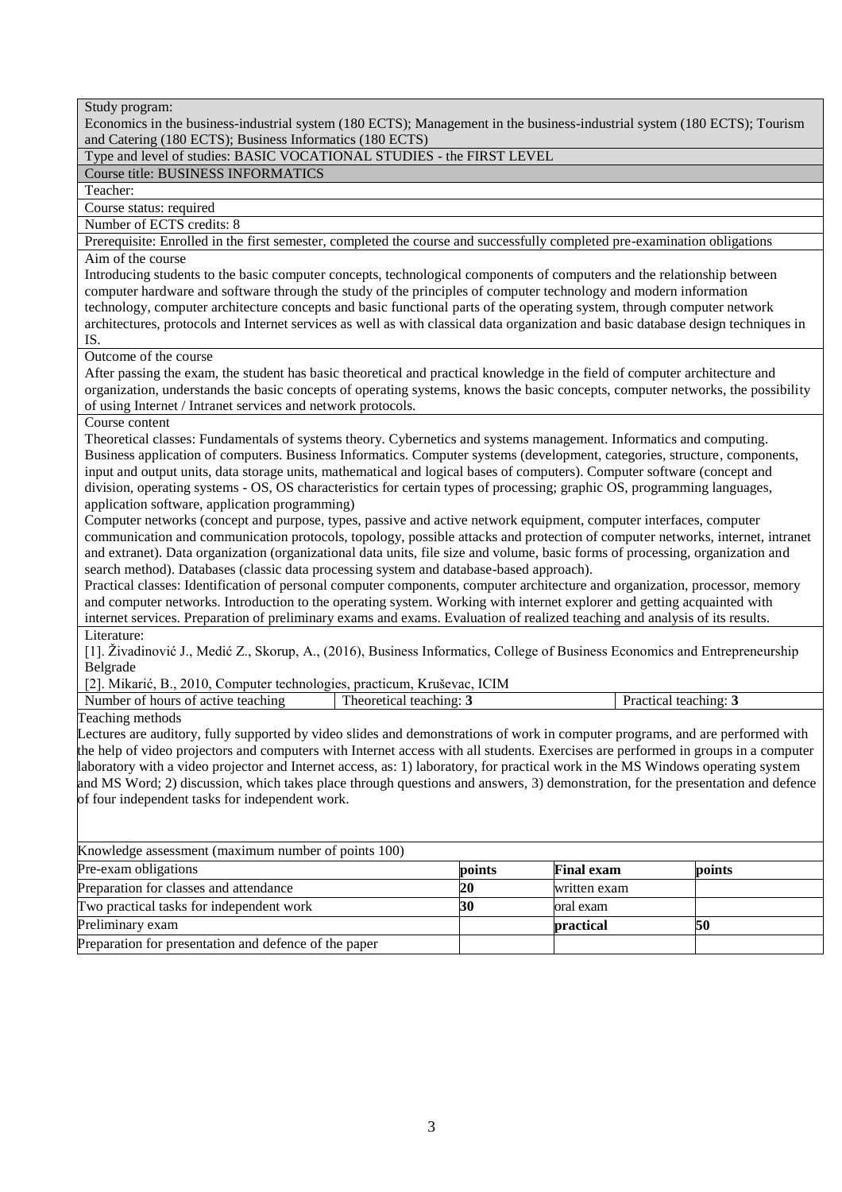Study program:
Economics in the business-industrial system (180 ECTS); Management in the business-industrial system (180 ECTS); Tourism and Catering (180 ECTS); Business Informatics (180 ECTS)

Type and level of studies: BASIC VOCATIONAL STUDIES - the FIRST LEVEL

Course title: BUSINESS INFORMATICS

Teacher:

Course status: required

Number of ECTS credits: 8

Prerequisite: Enrolled in the first semester, completed the course and successfully completed pre-examination obligations

Aim of the course

Introducing students to the basic computer concepts, technological components of computers and the relationship between computer hardware and software through the study of the principles of computer technology and modern information technology, computer architecture concepts and basic functional parts of the operating system, through computer network architectures, protocols and Internet services as well as with classical data organization and basic database design techniques in IS.

Outcome of the course

After passing the exam, the student has basic theoretical and practical knowledge in the field of computer architecture and organization, understands the basic concepts of operating systems, knows the basic concepts, computer networks, the possibility of using Internet / Intranet services and network protocols.

Course content

Theoretical classes: Fundamentals of systems theory. Cybernetics and systems management. Informatics and computing. Business application of computers. Business Informatics. Computer systems (development, categories, structure, components, input and output units, data storage units, mathematical and logical bases of computers). Computer software (concept and division, operating systems - OS, OS characteristics for certain types of processing; graphic OS, programming languages, application software, application programming)

Computer networks (concept and purpose, types, passive and active network equipment, computer interfaces, computer communication and communication protocols, topology, possible attacks and protection of computer networks, internet, intranet and extranet). Data organization (organizational data units, file size and volume, basic forms of processing, organization and search method). Databases (classic data processing system and database-based approach).

Practical classes: Identification of personal computer components, computer architecture and organization, processor, memory and computer networks. Introduction to the operating system. Working with internet explorer and getting acquainted with internet services. Preparation of preliminary exams and exams. Evaluation of realized teaching and analysis of its results.

Literature:

[1]. Živadinović J., Medić Z., Skorup, A., (2016), Business Informatics, College of Business Economics and Entrepreneurship Belgrade

[2]. Mikarić, B., 2010, Computer technologies, practicum, Kruševac, ICIM

| Number of hours of active teaching | Theoretical teaching: **3** | Practical teaching: **3** |
|---|---|---|

Teaching methods

Lectures are auditory, fully supported by video slides and demonstrations of work in computer programs, and are performed with the help of video projectors and computers with Internet access with all students. Exercises are performed in groups in a computer laboratory with a video projector and Internet access, as: 1) laboratory, for practical work in the MS Windows operating system and MS Word; 2) discussion, which takes place through questions and answers, 3) demonstration, for the presentation and defence of four independent tasks for independent work.

Knowledge assessment (maximum number of points 100)

| Pre-exam obligations | points | Final exam | points |
|---|---|---|---|
| Preparation for classes and attendance | **20** | written exam | |
| Two practical tasks for independent work | **30** | oral exam | |
| Preliminary exam | | **practical** | **50** |
| Preparation for presentation and defence of the paper | | | |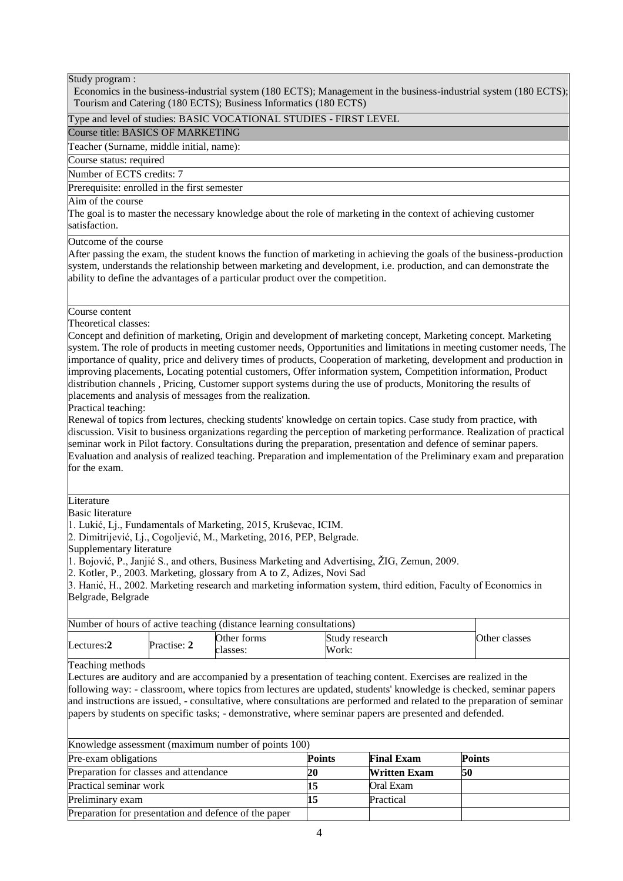Study program :

Economics in the business-industrial system (180 ECTS); Management in the business-industrial system (180 ECTS); Tourism and Catering (180 ECTS); Business Informatics (180 ECTS)

Type and level of studies: BASIC VOCATIONAL STUDIES - FIRST LEVEL

Course title: BASICS OF MARKETING

Teacher (Surname, middle initial, name):

Course status: required

Number of ECTS credits: 7

Prerequisite: enrolled in the first semester

Aim of the course

The goal is to master the necessary knowledge about the role of marketing in the context of achieving customer satisfaction.

Outcome of the course

After passing the exam, the student knows the function of marketing in achieving the goals of the business-production system, understands the relationship between marketing and development, i.e. production, and can demonstrate the ability to define the advantages of a particular product over the competition.

Course content

Theoretical classes:

Concept and definition of marketing, Origin and development of marketing concept, Marketing concept. Marketing system. The role of products in meeting customer needs, Opportunities and limitations in meeting customer needs, The importance of quality, price and delivery times of products, Cooperation of marketing, development and production in improving placements, Locating potential customers, Offer information system, Competition information, Product distribution channels , Pricing, Customer support systems during the use of products, Monitoring the results of placements and analysis of messages from the realization.

Practical teaching:

Renewal of topics from lectures, checking students' knowledge on certain topics. Case study from practice, with discussion. Visit to business organizations regarding the perception of marketing performance. Realization of practical seminar work in Pilot factory. Consultations during the preparation, presentation and defence of seminar papers. Evaluation and analysis of realized teaching. Preparation and implementation of the Preliminary exam and preparation for the exam.

Literature

Basic literature

1. Lukić, Lj., Fundamentals of Marketing, 2015, Kruševac, ICIM.
2. Dimitrijević, Lj., Cogoljević, M., Marketing, 2016, PEP, Belgrade.

Supplementary literature

1. Bojović, P., Janjić S., and others, Business Marketing and Advertising, ŽIG, Zemun, 2009.
2. Kotler, P., 2003. Marketing, glossary from A to Z, Adizes, Novi Sad
3. Hanić, H., 2002. Marketing research and marketing information system, third edition, Faculty of Economics in Belgrade, Belgrade

| Number of hours of active teaching (distance learning consultations) | | | | Other classes |
|---|---|---|---|---|
| Lectures: **2** | Practise: **2** | Other forms classes: | Study research Work: | |

Teaching methods

Lectures are auditory and are accompanied by a presentation of teaching content. Exercises are realized in the following way: - classroom, where topics from lectures are updated, students' knowledge is checked, seminar papers and instructions are issued, - consultative, where consultations are performed and related to the preparation of seminar papers by students on specific tasks; - demonstrative, where seminar papers are presented and defended.

| Knowledge assessment (maximum number of points 100) | | | |
|---|---|---|---|
| Pre-exam obligations | **Points** | **Final Exam** | **Points** |
| Preparation for classes and attendance | **20** | **Written Exam** | **50** |
| Practical seminar work | **15** | Oral Exam | |
| Preliminary exam | **15** | Practical | |
| Preparation for presentation and defence of the paper | | | |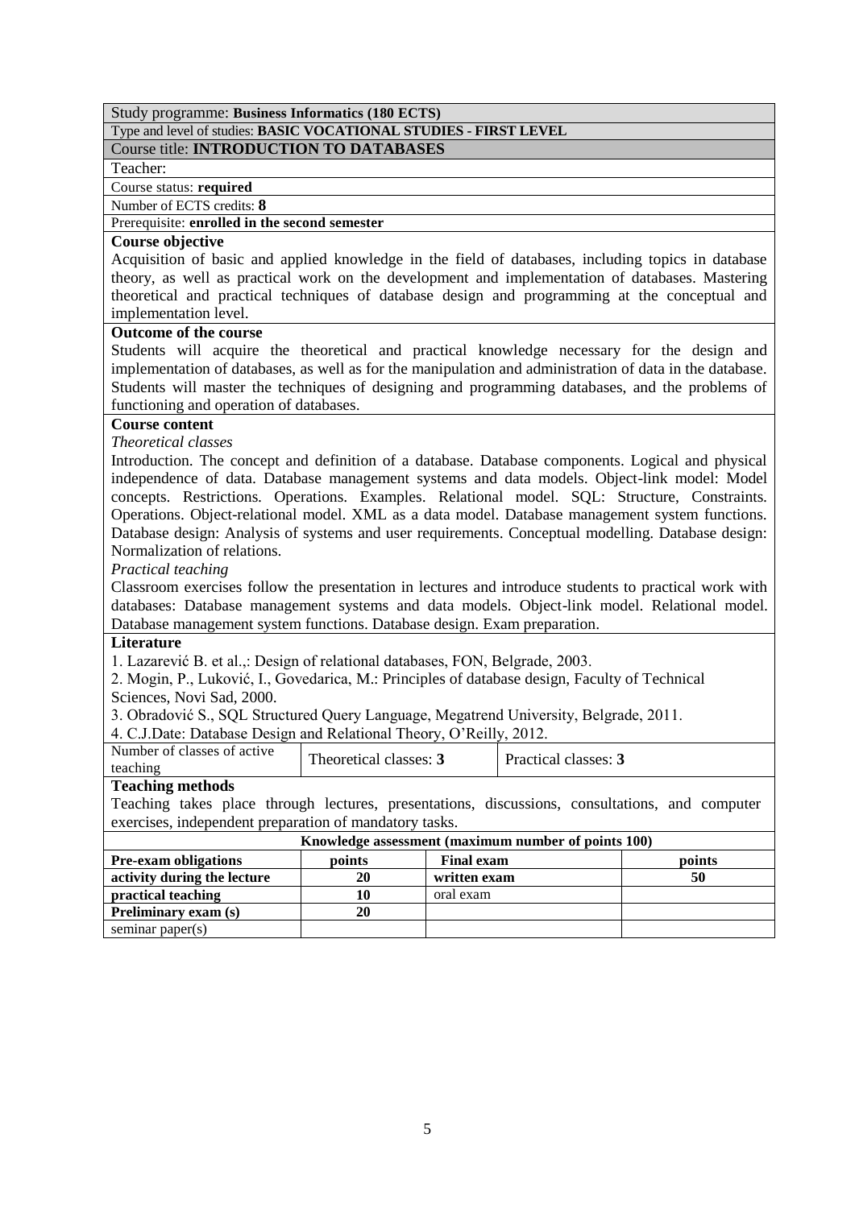Study programme: **Business Informatics (180 ECTS)**

Type and level of studies: **BASIC VOCATIONAL STUDIES - FIRST LEVEL**

Course title: **INTRODUCTION TO DATABASES**

Teacher:

Course status: **required**

Number of ECTS credits: **8**

Prerequisite: **enrolled in the second semester**

**Course objective**

Acquisition of basic and applied knowledge in the field of databases, including topics in database theory, as well as practical work on the development and implementation of databases. Mastering theoretical and practical techniques of database design and programming at the conceptual and implementation level.

**Outcome of the course**

Students will acquire the theoretical and practical knowledge necessary for the design and implementation of databases, as well as for the manipulation and administration of data in the database. Students will master the techniques of designing and programming databases, and the problems of functioning and operation of databases.

**Course content**

*Theoretical classes*

Introduction. The concept and definition of a database. Database components. Logical and physical independence of data. Database management systems and data models. Object-link model: Model concepts. Restrictions. Operations. Examples. Relational model. SQL: Structure, Constraints. Operations. Object-relational model. XML as a data model. Database management system functions. Database design: Analysis of systems and user requirements. Conceptual modelling. Database design: Normalization of relations.

*Practical teaching*

Classroom exercises follow the presentation in lectures and introduce students to practical work with databases: Database management systems and data models. Object-link model. Relational model. Database management system functions. Database design. Exam preparation.

**Literature**

1. Lazarević B. et al.,: Design of relational databases, FON, Belgrade, 2003.
2. Mogin, P., Luković, I., Govedarica, M.: Principles of database design, Faculty of Technical Sciences, Novi Sad, 2000.
3. Obradović S., SQL Structured Query Language, Megatrend University, Belgrade, 2011.
4. C.J.Date: Database Design and Relational Theory, O'Reilly, 2012.

| Number of classes of active teaching | Theoretical classes: **3** | Practical classes: **3** |
|---|---|---|

**Teaching methods**

Teaching takes place through lectures, presentations, discussions, consultations, and computer exercises, independent preparation of mandatory tasks.

| **Knowledge assessment (maximum number of points 100)** | | | |
|---|---|---|---|
| **Pre-exam obligations** | **points** | **Final exam** | **points** |
| **activity during the lecture** | **20** | **written exam** | **50** |
| **practical teaching** | **10** | oral exam | |
| **Preliminary exam (s)** | **20** | | |
| seminar paper(s) | | | |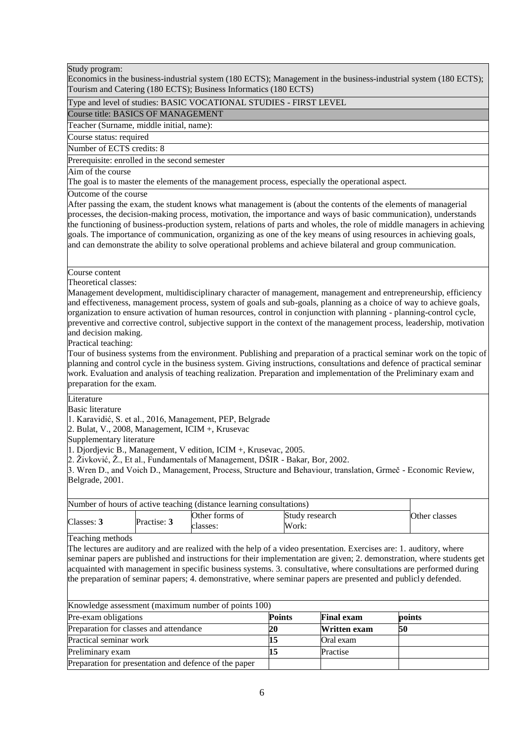Study program:
Economics in the business-industrial system (180 ECTS); Management in the business-industrial system (180 ECTS); Tourism and Catering (180 ECTS); Business Informatics (180 ECTS)

Type and level of studies: BASIC VOCATIONAL STUDIES - FIRST LEVEL

Course title: BASICS OF MANAGEMENT

Teacher (Surname, middle initial, name):

Course status: required

Number of ECTS credits: 8

Prerequisite: enrolled in the second semester

Aim of the course
The goal is to master the elements of the management process, especially the operational aspect.

Outcome of the course
After passing the exam, the student knows what management is (about the contents of the elements of managerial processes, the decision-making process, motivation, the importance and ways of basic communication), understands the functioning of business-production system, relations of parts and wholes, the role of middle managers in achieving goals. The importance of communication, organizing as one of the key means of using resources in achieving goals, and can demonstrate the ability to solve operational problems and achieve bilateral and group communication.

Course content
Theoretical classes:
Management development, multidisciplinary character of management, management and entrepreneurship, efficiency and effectiveness, management process, system of goals and sub-goals, planning as a choice of way to achieve goals, organization to ensure activation of human resources, control in conjunction with planning - planning-control cycle, preventive and corrective control, subjective support in the context of the management process, leadership, motivation and decision making.
Practical teaching:
Tour of business systems from the environment. Publishing and preparation of a practical seminar work on the topic of planning and control cycle in the business system. Giving instructions, consultations and defence of practical seminar work. Evaluation and analysis of teaching realization. Preparation and implementation of the Preliminary exam and preparation for the exam.

Literature
Basic literature
1. Karavidić, S. et al., 2016, Management, PEP, Belgrade
2. Bulat, V., 2008, Management, ICIM +, Krusevac
Supplementary literature
1. Djordjevic B., Management, V edition, ICIM +, Krusevac, 2005.
2. Živković, Ž., Et al., Fundamentals of Management, DŠIR - Bakar, Bor, 2002.
3. Wren D., and Voich D., Management, Process, Structure and Behaviour, translation, Grmeč - Economic Review, Belgrade, 2001.

| Number of hours of active teaching (distance learning consultations) | | | | Other classes |
|---|---|---|---|---|
| Classes: **3** | Practise: **3** | Other forms of classes: | Study research Work: | |

Teaching methods
The lectures are auditory and are realized with the help of a video presentation. Exercises are: 1. auditory, where seminar papers are published and instructions for their implementation are given; 2. demonstration, where students get acquainted with management in specific business systems. 3. consultative, where consultations are performed during the preparation of seminar papers; 4. demonstrative, where seminar papers are presented and publicly defended.

| Knowledge assessment (maximum number of points 100) | | | |
|---|---|---|---|
| Pre-exam obligations | **Points** | **Final exam** | **points** |
| Preparation for classes and attendance | **20** | **Written exam** | **50** |
| Practical seminar work | **15** | Oral exam | |
| Preliminary exam | **15** | Practise | |
| Preparation for presentation and defence of the paper | | | |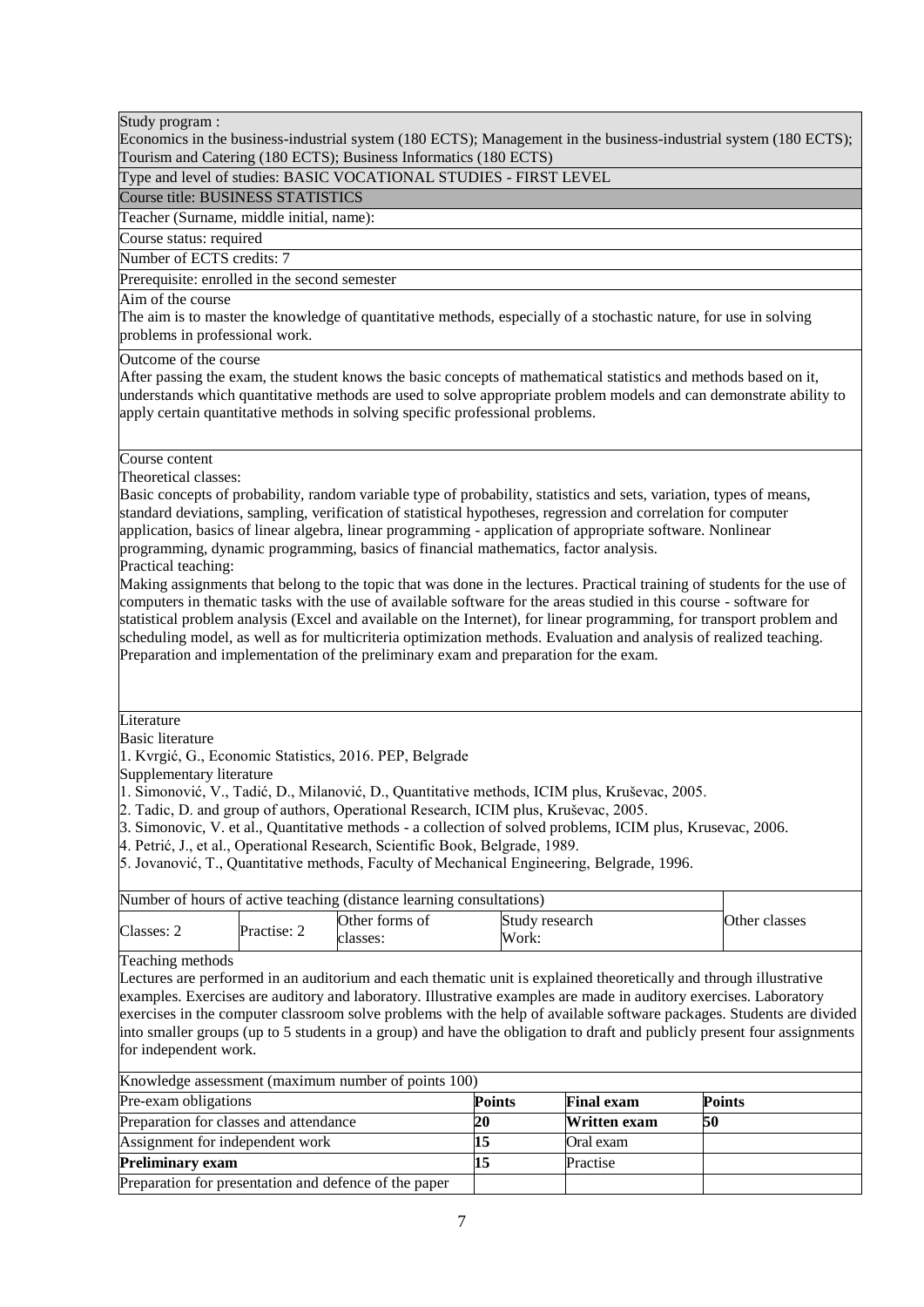Study program :
Economics in the business-industrial system (180 ECTS); Management in the business-industrial system (180 ECTS); Tourism and Catering (180 ECTS); Business Informatics (180 ECTS)

Type and level of studies: BASIC VOCATIONAL STUDIES - FIRST LEVEL

Course title: BUSINESS STATISTICS

Teacher (Surname, middle initial, name):

Course status: required

Number of ECTS credits: 7

Prerequisite: enrolled in the second semester

Aim of the course

The aim is to master the knowledge of quantitative methods, especially of a stochastic nature, for use in solving problems in professional work.

Outcome of the course

After passing the exam, the student knows the basic concepts of mathematical statistics and methods based on it, understands which quantitative methods are used to solve appropriate problem models and can demonstrate ability to apply certain quantitative methods in solving specific professional problems.

Course content

Theoretical classes:

Basic concepts of probability, random variable type of probability, statistics and sets, variation, types of means, standard deviations, sampling, verification of statistical hypotheses, regression and correlation for computer application, basics of linear algebra, linear programming - application of appropriate software. Nonlinear programming, dynamic programming, basics of financial mathematics, factor analysis.

Practical teaching:

Making assignments that belong to the topic that was done in the lectures. Practical training of students for the use of computers in thematic tasks with the use of available software for the areas studied in this course - software for statistical problem analysis (Excel and available on the Internet), for linear programming, for transport problem and scheduling model, as well as for multicriteria optimization methods. Evaluation and analysis of realized teaching. Preparation and implementation of the preliminary exam and preparation for the exam.

Literature

Basic literature

1. Kvrgić, G., Economic Statistics, 2016. PEP, Belgrade

Supplementary literature

1. Simonović, V., Tadić, D., Milanović, D., Quantitative methods, ICIM plus, Kruševac, 2005.
2. Tadic, D. and group of authors, Operational Research, ICIM plus, Kruševac, 2005.
3. Simonovic, V. et al., Quantitative methods - a collection of solved problems, ICIM plus, Krusevac, 2006.
4. Petrić, J., et al., Operational Research, Scientific Book, Belgrade, 1989.
5. Jovanović, T., Quantitative methods, Faculty of Mechanical Engineering, Belgrade, 1996.

| Number of hours of active teaching (distance learning consultations) | | | | Other classes |
|---|---|---|---|---|
| Classes: 2 | Practise: 2 | Other forms of classes: | Study research Work: | |

Teaching methods

Lectures are performed in an auditorium and each thematic unit is explained theoretically and through illustrative examples. Exercises are auditory and laboratory. Illustrative examples are made in auditory exercises. Laboratory exercises in the computer classroom solve problems with the help of available software packages. Students are divided into smaller groups (up to 5 students in a group) and have the obligation to draft and publicly present four assignments for independent work.

| Knowledge assessment (maximum number of points 100) | | | |
|---|---|---|---|
| Pre-exam obligations | **Points** | **Final exam** | **Points** |
| Preparation for classes and attendance | **20** | **Written exam** | **50** |
| Assignment for independent work | **15** | Oral exam | |
| **Preliminary exam** | **15** | Practise | |
| Preparation for presentation and defence of the paper | | | |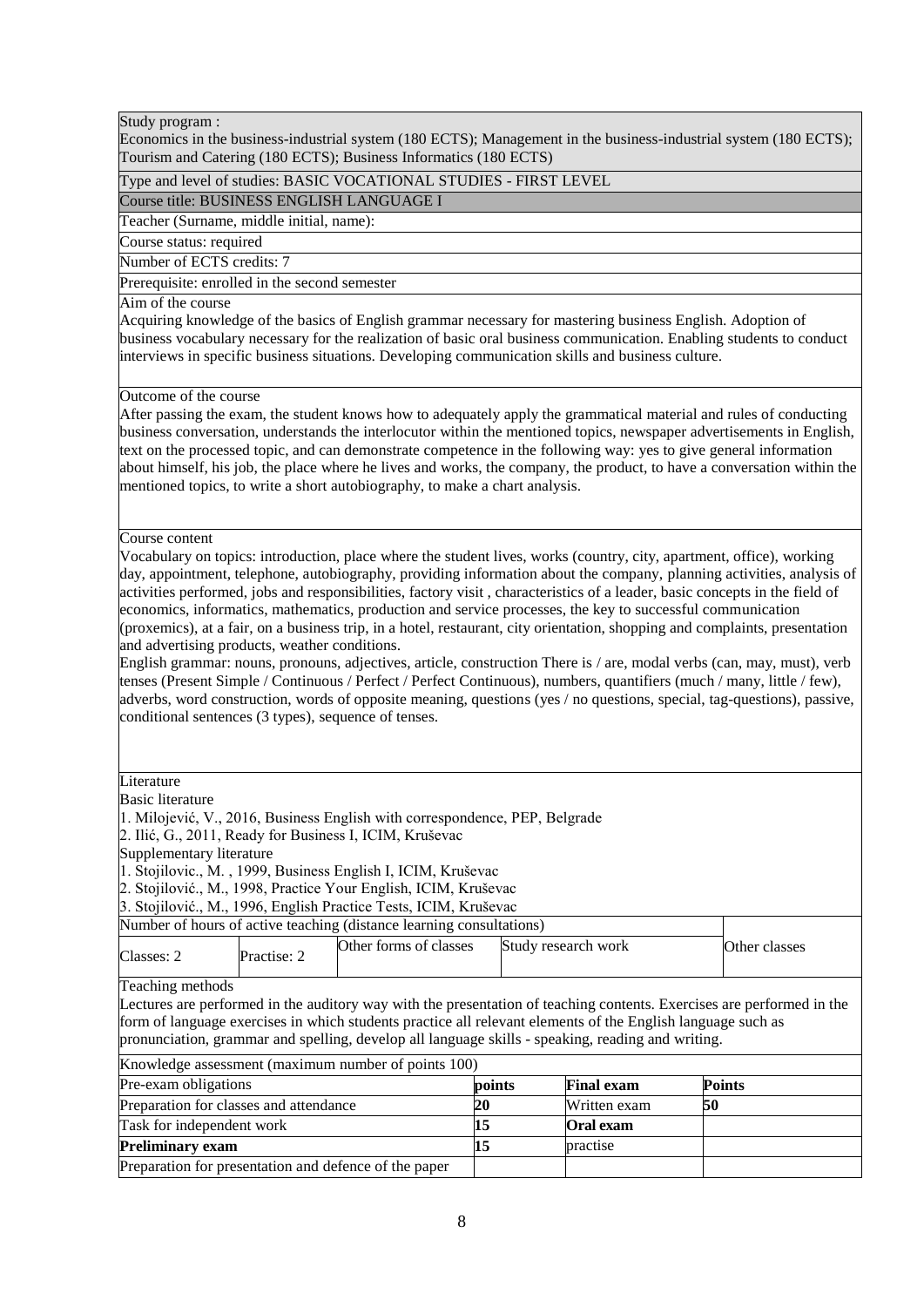Study program :
Economics in the business-industrial system (180 ECTS); Management in the business-industrial system (180 ECTS); Tourism and Catering (180 ECTS); Business Informatics (180 ECTS)

Type and level of studies: BASIC VOCATIONAL STUDIES - FIRST LEVEL

Course title: BUSINESS ENGLISH LANGUAGE I

Teacher (Surname, middle initial, name):

Course status: required

Number of ECTS credits: 7

Prerequisite: enrolled in the second semester

Aim of the course
Acquiring knowledge of the basics of English grammar necessary for mastering business English. Adoption of business vocabulary necessary for the realization of basic oral business communication. Enabling students to conduct interviews in specific business situations. Developing communication skills and business culture.

Outcome of the course
After passing the exam, the student knows how to adequately apply the grammatical material and rules of conducting business conversation, understands the interlocutor within the mentioned topics, newspaper advertisements in English, text on the processed topic, and can demonstrate competence in the following way: yes to give general information about himself, his job, the place where he lives and works, the company, the product, to have a conversation within the mentioned topics, to write a short autobiography, to make a chart analysis.

Course content
Vocabulary on topics: introduction, place where the student lives, works (country, city, apartment, office), working day, appointment, telephone, autobiography, providing information about the company, planning activities, analysis of activities performed, jobs and responsibilities, factory visit , characteristics of a leader, basic concepts in the field of economics, informatics, mathematics, production and service processes, the key to successful communication (proxemics), at a fair, on a business trip, in a hotel, restaurant, city orientation, shopping and complaints, presentation and advertising products, weather conditions.
English grammar: nouns, pronouns, adjectives, article, construction There is / are, modal verbs (can, may, must), verb tenses (Present Simple / Continuous / Perfect / Perfect Continuous), numbers, quantifiers (much / many, little / few), adverbs, word construction, words of opposite meaning, questions (yes / no questions, special, tag-questions), passive, conditional sentences (3 types), sequence of tenses.

Literature
Basic literature
1. Milojević, V., 2016, Business English with correspondence, PEP, Belgrade
2. Ilić, G., 2011, Ready for Business I, ICIM, Kruševac
Supplementary literature
1. Stojilovic., M. , 1999, Business English I, ICIM, Kruševac
2. Stojilović., M., 1998, Practice Your English, ICIM, Kruševac
3. Stojilović., M., 1996, English Practice Tests, ICIM, Kruševac

| Number of hours of active teaching (distance learning consultations) | | | | Other classes |
|---|---|---|---|---|
| Classes: 2 | Practise: 2 | Other forms of classes | Study research work | |

Teaching methods
Lectures are performed in the auditory way with the presentation of teaching contents. Exercises are performed in the form of language exercises in which students practice all relevant elements of the English language such as pronunciation, grammar and spelling, develop all language skills - speaking, reading and writing.

| Knowledge assessment (maximum number of points 100) | | | |
|---|---|---|---|
| Pre-exam obligations | **points** | **Final exam** | **Points** |
| Preparation for classes and attendance | **20** | Written exam | **50** |
| Task for independent work | **15** | **Oral exam** | |
| **Preliminary exam** | **15** | practise | |
| Preparation for presentation and defence of the paper | | | |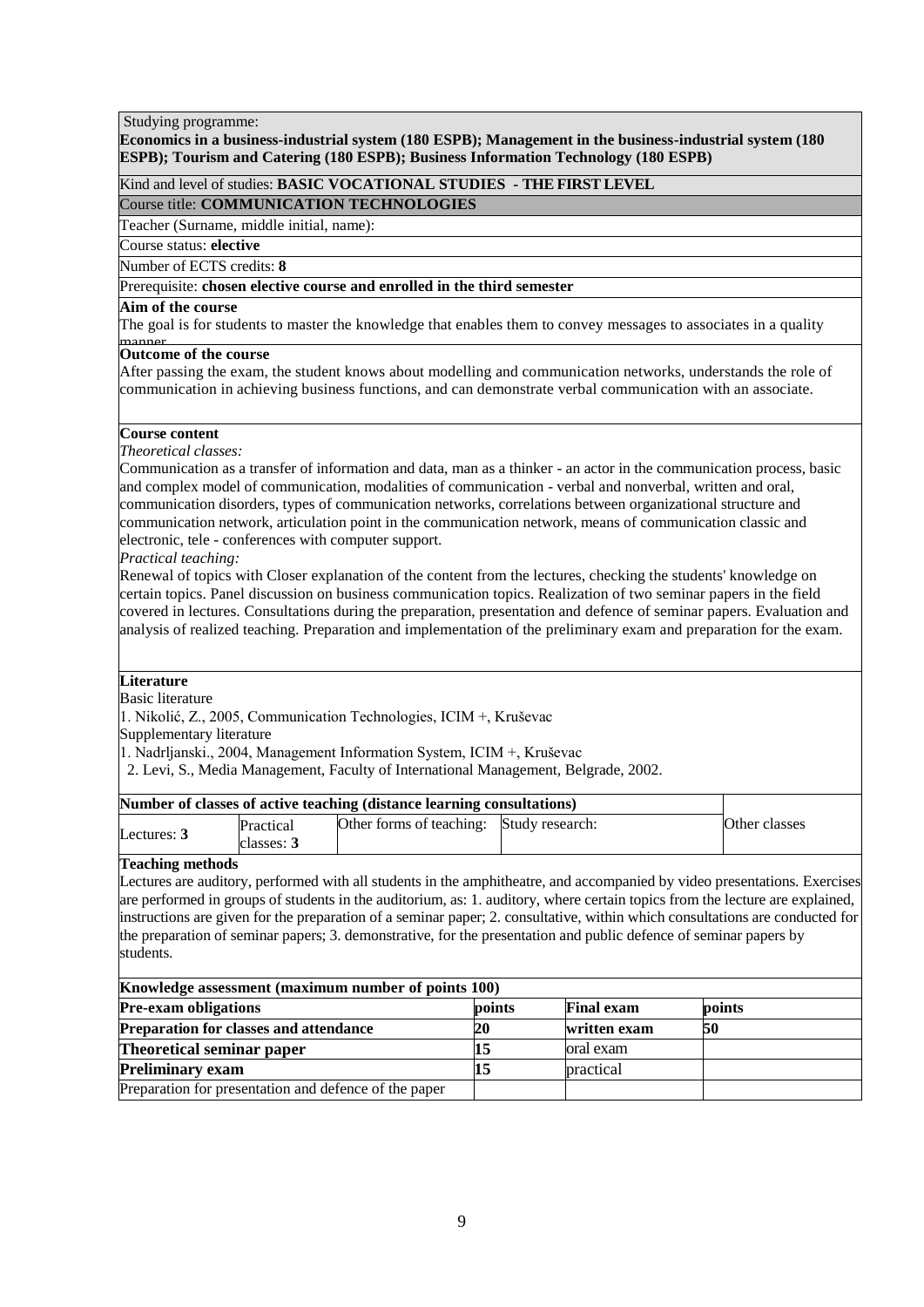Studying programme:

**Economics in a business-industrial system (180 ESPB); Management in the business-industrial system (180 ESPB); Tourism and Catering (180 ESPB); Business Information Technology (180 ESPB)**

Kind and level of studies: **BASIC VOCATIONAL STUDIES - THE FIRST LEVEL**

Course title: **COMMUNICATION TECHNOLOGIES**

Teacher (Surname, middle initial, name):

Course status: **elective**

Number of ECTS credits: **8**

Prerequisite: **chosen elective course and enrolled in the third semester**

**Aim of the course**

The goal is for students to master the knowledge that enables them to convey messages to associates in a quality manner

**Outcome of the course**

After passing the exam, the student knows about modelling and communication networks, understands the role of communication in achieving business functions, and can demonstrate verbal communication with an associate.

**Course content**

*Theoretical classes:*

Communication as a transfer of information and data, man as a thinker - an actor in the communication process, basic and complex model of communication, modalities of communication - verbal and nonverbal, written and oral, communication disorders, types of communication networks, correlations between organizational structure and communication network, articulation point in the communication network, means of communication classic and electronic, tele - conferences with computer support.

*Practical teaching:*

Renewal of topics with Closer explanation of the content from the lectures, checking the students' knowledge on certain topics. Panel discussion on business communication topics. Realization of two seminar papers in the field covered in lectures. Consultations during the preparation, presentation and defence of seminar papers. Evaluation and analysis of realized teaching. Preparation and implementation of the preliminary exam and preparation for the exam.

**Literature**

Basic literature

1. Nikolić, Z., 2005, Communication Technologies, ICIM +, Kruševac

Supplementary literature

1. Nadrljanski., 2004, Management Information System, ICIM +, Kruševac
2. Levi, S., Media Management, Faculty of International Management, Belgrade, 2002.

| Number of classes of active teaching (distance learning consultations) | | | | Other classes |
|---|---|---|---|---|
| Lectures: **3** | Practical classes: **3** | Other forms of teaching: | Study research: | |

**Teaching methods**

Lectures are auditory, performed with all students in the amphitheatre, and accompanied by video presentations. Exercises are performed in groups of students in the auditorium, as: 1. auditory, where certain topics from the lecture are explained, instructions are given for the preparation of a seminar paper; 2. consultative, within which consultations are conducted for the preparation of seminar papers; 3. demonstrative, for the presentation and public defence of seminar papers by students.

| Knowledge assessment (maximum number of points 100) | | | |
|---|---|---|---|
| **Pre-exam obligations** | **points** | **Final exam** | **points** |
| **Preparation for classes and attendance** | **20** | **written exam** | **50** |
| **Theoretical seminar paper** | **15** | oral exam | |
| **Preliminary exam** | **15** | practical | |
| Preparation for presentation and defence of the paper | | | |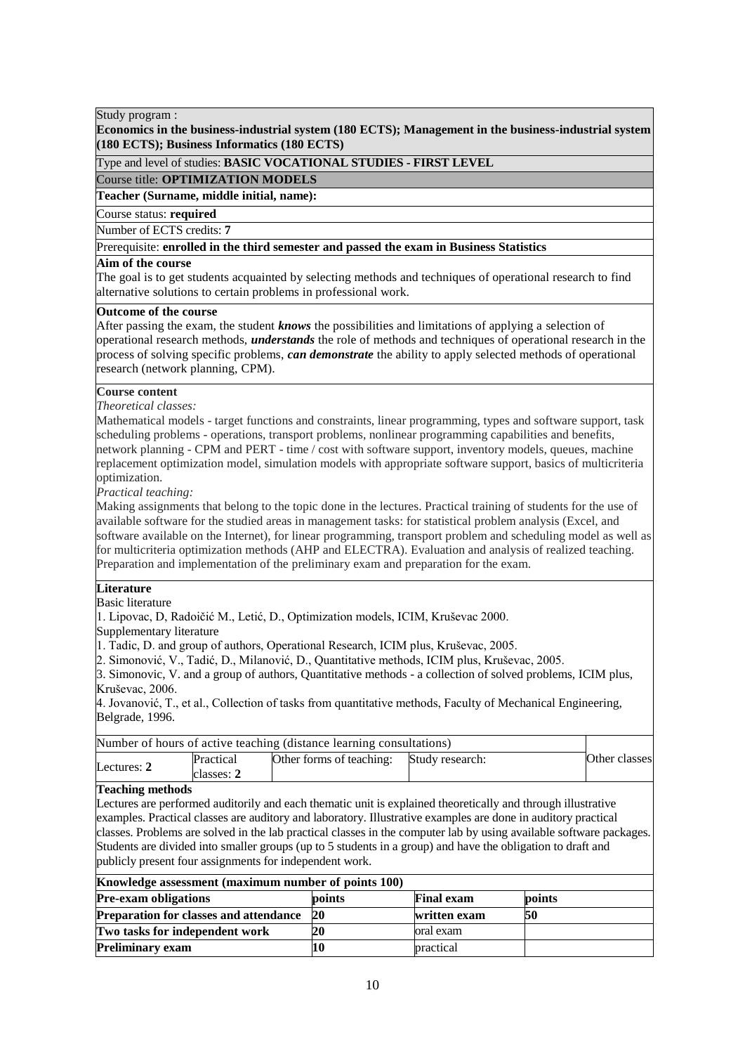Study program :

**Economics in the business-industrial system (180 ECTS); Management in the business-industrial system (180 ECTS); Business Informatics (180 ECTS)**

Type and level of studies: **BASIC VOCATIONAL STUDIES - FIRST LEVEL**

Course title: **OPTIMIZATION MODELS**

**Teacher (Surname, middle initial, name):**

Course status: **required**

Number of ECTS credits: **7**

Prerequisite: **enrolled in the third semester and passed the exam in Business Statistics**

**Aim of the course**

The goal is to get students acquainted by selecting methods and techniques of operational research to find alternative solutions to certain problems in professional work.

**Outcome of the course**

After passing the exam, the student ***knows*** the possibilities and limitations of applying a selection of operational research methods, ***understands*** the role of methods and techniques of operational research in the process of solving specific problems, ***can demonstrate*** the ability to apply selected methods of operational research (network planning, CPM).

**Course content**

*Theoretical classes:*

Mathematical models - target functions and constraints, linear programming, types and software support, task scheduling problems - operations, transport problems, nonlinear programming capabilities and benefits, network planning - CPM and PERT - time / cost with software support, inventory models, queues, machine replacement optimization model, simulation models with appropriate software support, basics of multicriteria optimization.

*Practical teaching:*

Making assignments that belong to the topic done in the lectures. Practical training of students for the use of available software for the studied areas in management tasks: for statistical problem analysis (Excel, and software available on the Internet), for linear programming, transport problem and scheduling model as well as for multicriteria optimization methods (AHP and ELECTRA). Evaluation and analysis of realized teaching. Preparation and implementation of the preliminary exam and preparation for the exam.

**Literature**

Basic literature

1. Lipovac, D, Radoičić M., Letić, D., Optimization models, ICIM, Kruševac 2000.

Supplementary literature

1. Tadic, D. and group of authors, Operational Research, ICIM plus, Kruševac, 2005.
2. Simonović, V., Tadić, D., Milanović, D., Quantitative methods, ICIM plus, Kruševac, 2005.
3. Simonovic, V. and a group of authors, Quantitative methods - a collection of solved problems, ICIM plus, Kruševac, 2006.
4. Jovanović, T., et al., Collection of tasks from quantitative methods, Faculty of Mechanical Engineering, Belgrade, 1996.

| Number of hours of active teaching (distance learning consultations) | | | | Other classes |
|---|---|---|---|---|
| Lectures: **2** | Practical classes: **2** | Other forms of teaching: | Study research: | |

**Teaching methods**

Lectures are performed auditorily and each thematic unit is explained theoretically and through illustrative examples. Practical classes are auditory and laboratory. Illustrative examples are done in auditory practical classes. Problems are solved in the lab practical classes in the computer lab by using available software packages. Students are divided into smaller groups (up to 5 students in a group) and have the obligation to draft and publicly present four assignments for independent work.

| **Knowledge assessment (maximum number of points 100)** | | | |
|---|---|---|---|
| **Pre-exam obligations** | **points** | **Final exam** | **points** |
| **Preparation for classes and attendance** | **20** | **written exam** | **50** |
| **Two tasks for independent work** | **20** | oral exam | |
| **Preliminary exam** | **10** | practical | |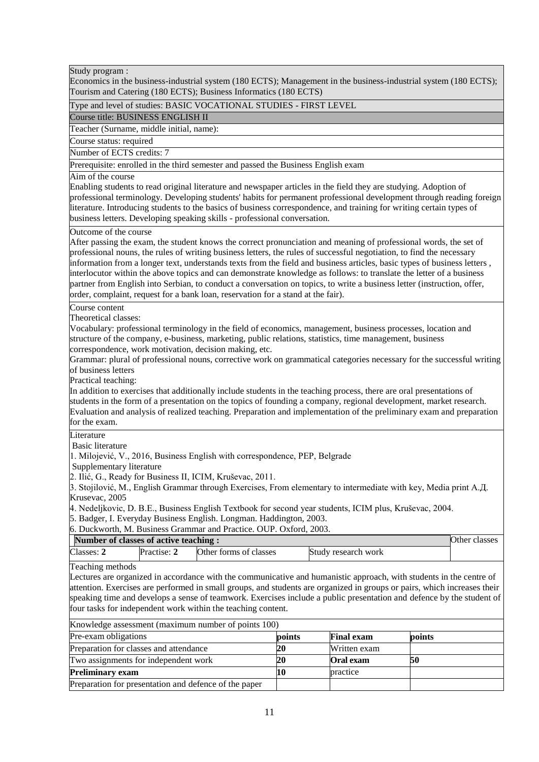Study program :
Economics in the business-industrial system (180 ECTS); Management in the business-industrial system (180 ECTS); Tourism and Catering (180 ECTS); Business Informatics (180 ECTS)

Type and level of studies: BASIC VOCATIONAL STUDIES - FIRST LEVEL

Course title: BUSINESS ENGLISH II

Teacher (Surname, middle initial, name):

Course status: required

Number of ECTS credits: 7

Prerequisite: enrolled in the third semester and passed the Business English exam

Aim of the course

Enabling students to read original literature and newspaper articles in the field they are studying. Adoption of professional terminology. Developing students' habits for permanent professional development through reading foreign literature. Introducing students to the basics of business correspondence, and training for writing certain types of business letters. Developing speaking skills - professional conversation.

Outcome of the course

After passing the exam, the student knows the correct pronunciation and meaning of professional words, the set of professional nouns, the rules of writing business letters, the rules of successful negotiation, to find the necessary information from a longer text, understands texts from the field and business articles, basic types of business letters , interlocutor within the above topics and can demonstrate knowledge as follows: to translate the letter of a business partner from English into Serbian, to conduct a conversation on topics, to write a business letter (instruction, offer, order, complaint, request for a bank loan, reservation for a stand at the fair).

Course content

Theoretical classes:

Vocabulary: professional terminology in the field of economics, management, business processes, location and structure of the company, e-business, marketing, public relations, statistics, time management, business correspondence, work motivation, decision making, etc.

Grammar: plural of professional nouns, corrective work on grammatical categories necessary for the successful writing of business letters

Practical teaching:

In addition to exercises that additionally include students in the teaching process, there are oral presentations of students in the form of a presentation on the topics of founding a company, regional development, market research. Evaluation and analysis of realized teaching. Preparation and implementation of the preliminary exam and preparation for the exam.

Literature

Basic literature

1. Milojević, V., 2016, Business English with correspondence, PEP, Belgrade

Supplementary literature

2. Ilić, G., Ready for Business II, ICIM, Kruševac, 2011.
3. Stojilović, M., English Grammar through Exercises, From elementary to intermediate with key, Media print А.Д. Krusevac, 2005
4. Nedeljkovic, D. B.E., Business English Textbook for second year students, ICIM plus, Kruševac, 2004.
5. Badger, I. Everyday Business English. Longman. Haddington, 2003.
6. Duckworth, M. Business Grammar and Practice. OUP. Oxford, 2003.

| **Number of classes of active teaching :** | | | | Other classes |
|---|---|---|---|---|
| Classes: **2** | Practise: **2** | Other forms of classes | Study research work | |

Teaching methods

Lectures are organized in accordance with the communicative and humanistic approach, with students in the centre of attention. Exercises are performed in small groups, and students are organized in groups or pairs, which increases their speaking time and develops a sense of teamwork. Exercises include a public presentation and defence by the student of four tasks for independent work within the teaching content.

Knowledge assessment (maximum number of points 100)

| Pre-exam obligations | points | Final exam | points |
|---|---|---|---|
| Preparation for classes and attendance | **20** | Written exam | |
| Two assignments for independent work | **20** | **Oral exam** | **50** |
| **Preliminary exam** | **10** | practice | |
| Preparation for presentation and defence of the paper | | | |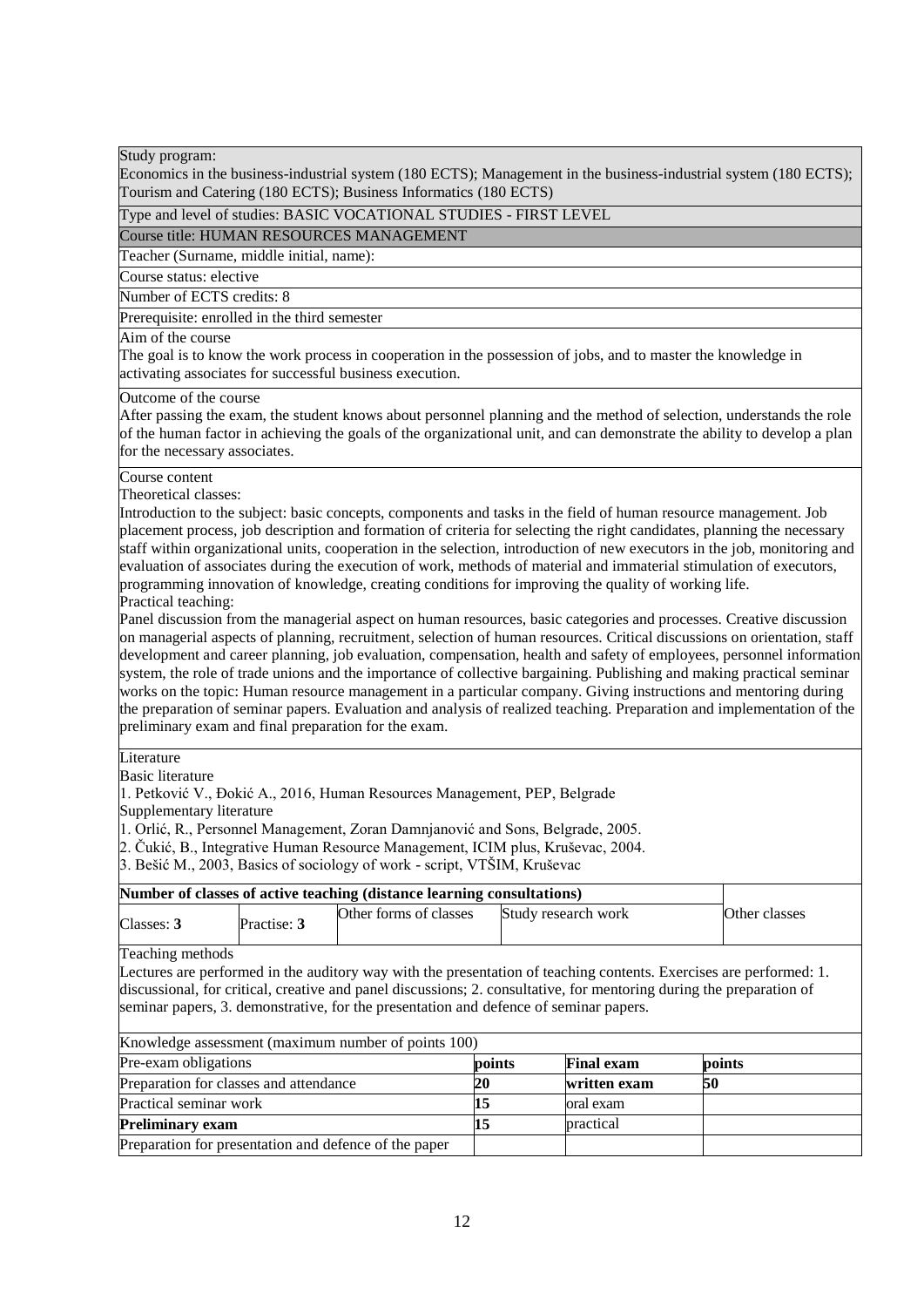Study program:
Economics in the business-industrial system (180 ECTS); Management in the business-industrial system (180 ECTS); Tourism and Catering (180 ECTS); Business Informatics (180 ECTS)

Type and level of studies: BASIC VOCATIONAL STUDIES - FIRST LEVEL

Course title: HUMAN RESOURCES MANAGEMENT

Teacher (Surname, middle initial, name):

Course status: elective

Number of ECTS credits: 8

Prerequisite: enrolled in the third semester

Aim of the course
The goal is to know the work process in cooperation in the possession of jobs, and to master the knowledge in activating associates for successful business execution.

Outcome of the course
After passing the exam, the student knows about personnel planning and the method of selection, understands the role of the human factor in achieving the goals of the organizational unit, and can demonstrate the ability to develop a plan for the necessary associates.

Course content
Theoretical classes:
Introduction to the subject: basic concepts, components and tasks in the field of human resource management. Job placement process, job description and formation of criteria for selecting the right candidates, planning the necessary staff within organizational units, cooperation in the selection, introduction of new executors in the job, monitoring and evaluation of associates during the execution of work, methods of material and immaterial stimulation of executors, programming innovation of knowledge, creating conditions for improving the quality of working life.
Practical teaching:
Panel discussion from the managerial aspect on human resources, basic categories and processes. Creative discussion on managerial aspects of planning, recruitment, selection of human resources. Critical discussions on orientation, staff development and career planning, job evaluation, compensation, health and safety of employees, personnel information system, the role of trade unions and the importance of collective bargaining. Publishing and making practical seminar works on the topic: Human resource management in a particular company. Giving instructions and mentoring during the preparation of seminar papers. Evaluation and analysis of realized teaching. Preparation and implementation of the preliminary exam and final preparation for the exam.

Literature
Basic literature
1. Petković V., Đokić A., 2016, Human Resources Management, PEP, Belgrade
Supplementary literature
1. Orlić, R., Personnel Management, Zoran Damnjanović and Sons, Belgrade, 2005.
2. Čukić, B., Integrative Human Resource Management, ICIM plus, Kruševac, 2004.
3. Bešić M., 2003, Basics of sociology of work - script, VTŠIM, Kruševac

| **Number of classes of active teaching (distance learning consultations)** | | | | Other classes |
|---|---|---|---|---|
| Classes: **3** | Practise: **3** | Other forms of classes | Study research work | |

Teaching methods
Lectures are performed in the auditory way with the presentation of teaching contents. Exercises are performed: 1. discussional, for critical, creative and panel discussions; 2. consultative, for mentoring during the preparation of seminar papers, 3. demonstrative, for the presentation and defence of seminar papers.

Knowledge assessment (maximum number of points 100)

| Pre-exam obligations | points | **Final exam** | points |
|---|---|---|---|
| Preparation for classes and attendance | **20** | **written exam** | **50** |
| Practical seminar work | **15** | oral exam | |
| **Preliminary exam** | **15** | practical | |
| Preparation for presentation and defence of the paper | | | |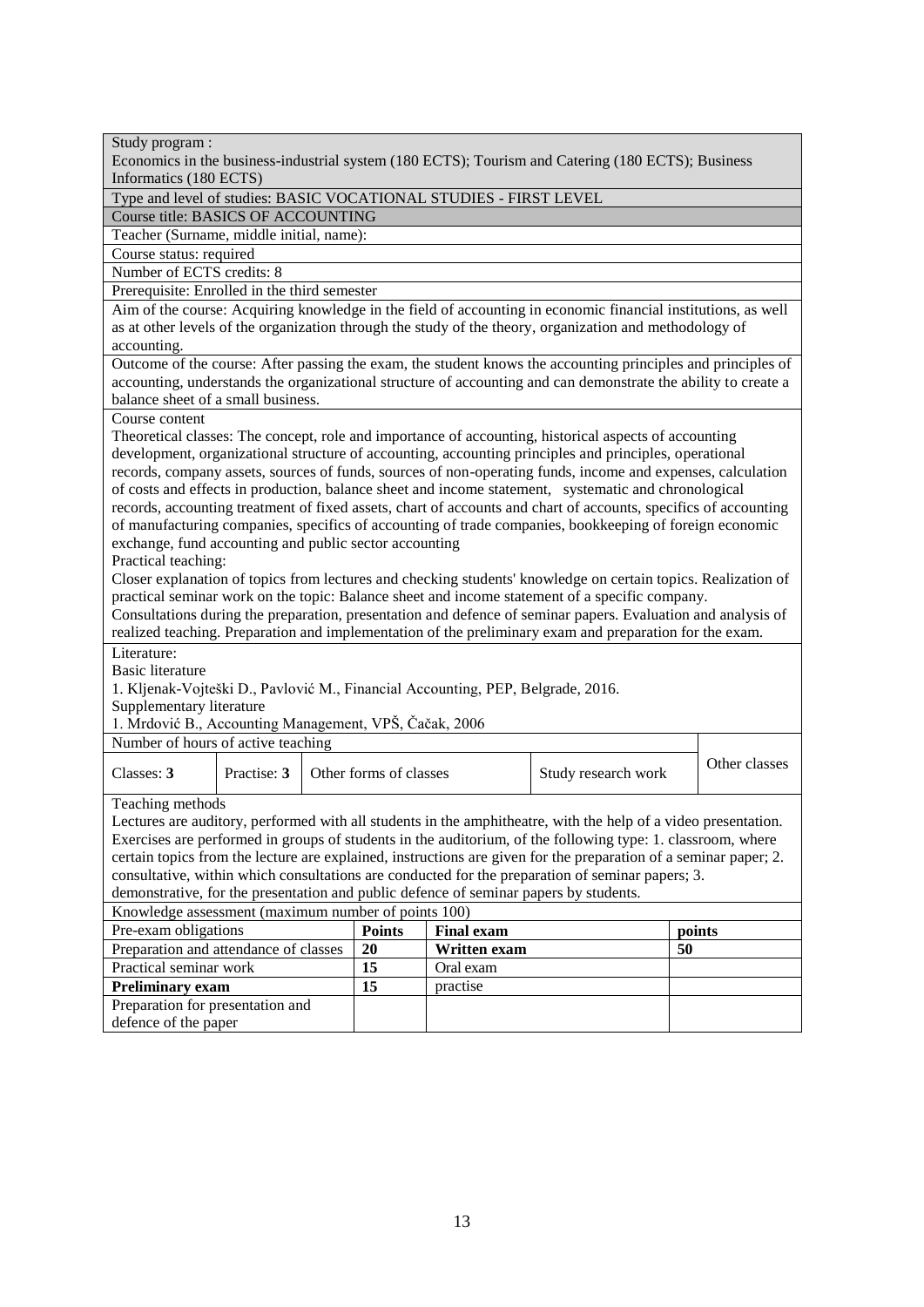Study program :
Economics in the business-industrial system (180 ECTS); Tourism and Catering (180 ECTS); Business Informatics (180 ECTS)

Type and level of studies: BASIC VOCATIONAL STUDIES - FIRST LEVEL

Course title: BASICS OF ACCOUNTING

Teacher (Surname, middle initial, name):

Course status: required

Number of ECTS credits: 8

Prerequisite: Enrolled in the third semester

Aim of the course: Acquiring knowledge in the field of accounting in economic financial institutions, as well as at other levels of the organization through the study of the theory, organization and methodology of accounting.

Outcome of the course: After passing the exam, the student knows the accounting principles and principles of accounting, understands the organizational structure of accounting and can demonstrate the ability to create a balance sheet of a small business.

Course content

Theoretical classes: The concept, role and importance of accounting, historical aspects of accounting development, organizational structure of accounting, accounting principles and principles, operational records, company assets, sources of funds, sources of non-operating funds, income and expenses, calculation of costs and effects in production, balance sheet and income statement, systematic and chronological records, accounting treatment of fixed assets, chart of accounts and chart of accounts, specifics of accounting of manufacturing companies, specifics of accounting of trade companies, bookkeeping of foreign economic exchange, fund accounting and public sector accounting

Practical teaching:

Closer explanation of topics from lectures and checking students' knowledge on certain topics. Realization of practical seminar work on the topic: Balance sheet and income statement of a specific company. Consultations during the preparation, presentation and defence of seminar papers. Evaluation and analysis of realized teaching. Preparation and implementation of the preliminary exam and preparation for the exam.

Literature:

Basic literature

1. Kljenak-Vojteški D., Pavlović M., Financial Accounting, PEP, Belgrade, 2016.

Supplementary literature

1. Mrdović B., Accounting Management, VPŠ, Čačak, 2006

| Number of hours of active teaching | | | | Other classes |
|---|---|---|---|---|
| Classes: **3** | Practise: **3** | Other forms of classes | Study research work | |

Teaching methods

Lectures are auditory, performed with all students in the amphitheatre, with the help of a video presentation. Exercises are performed in groups of students in the auditorium, of the following type: 1. classroom, where certain topics from the lecture are explained, instructions are given for the preparation of a seminar paper; 2. consultative, within which consultations are conducted for the preparation of seminar papers; 3. demonstrative, for the presentation and public defence of seminar papers by students.

Knowledge assessment (maximum number of points 100)

| Pre-exam obligations | Points | Final exam | points |
|---|---|---|---|
| Preparation and attendance of classes | **20** | **Written exam** | **50** |
| Practical seminar work | **15** | Oral exam | |
| **Preliminary exam** | **15** | practise | |
| Preparation for presentation and defence of the paper | | | |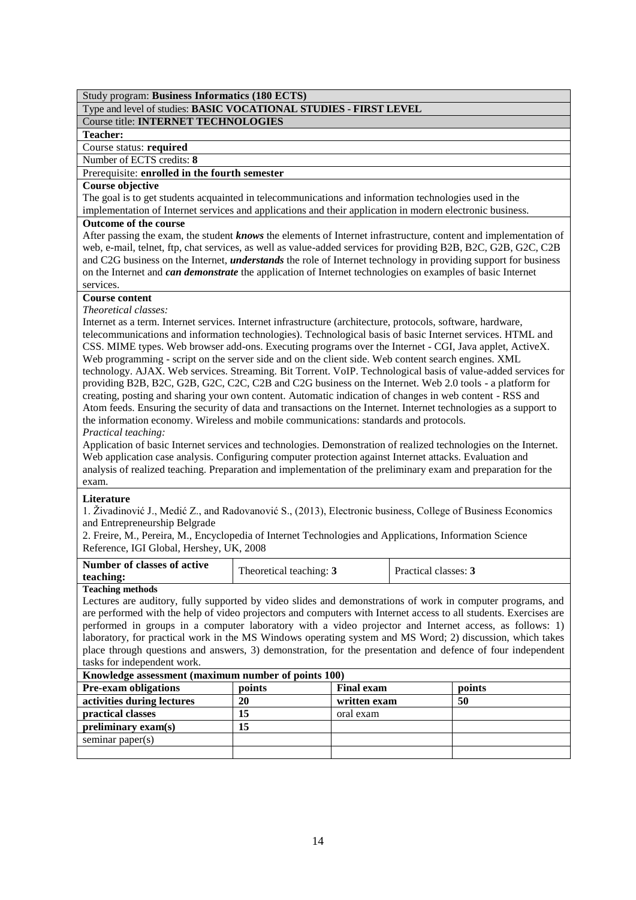Study program: **Business Informatics (180 ECTS)**

Type and level of studies: **BASIC VOCATIONAL STUDIES - FIRST LEVEL**

Course title: **INTERNET TECHNOLOGIES**

**Teacher:**

Course status: **required**

Number of ECTS credits: **8**

Prerequisite: **enrolled in the fourth semester**

**Course objective**

The goal is to get students acquainted in telecommunications and information technologies used in the implementation of Internet services and applications and their application in modern electronic business.

**Outcome of the course**

After passing the exam, the student ***knows*** the elements of Internet infrastructure, content and implementation of web, e-mail, telnet, ftp, chat services, as well as value-added services for providing B2B, B2C, G2B, G2C, C2B and C2G business on the Internet, ***understands*** the role of Internet technology in providing support for business on the Internet and ***can demonstrate*** the application of Internet technologies on examples of basic Internet services.

**Course content**

*Theoretical classes:*

Internet as a term. Internet services. Internet infrastructure (architecture, protocols, software, hardware, telecommunications and information technologies). Technological basis of basic Internet services. HTML and CSS. MIME types. Web browser add-ons. Executing programs over the Internet - CGI, Java applet, ActiveX. Web programming - script on the server side and on the client side. Web content search engines. XML technology. AJAX. Web services. Streaming. Bit Torrent. VoIP. Technological basis of value-added services for providing B2B, B2C, G2B, G2C, C2C, C2B and C2G business on the Internet. Web 2.0 tools - a platform for creating, posting and sharing your own content. Automatic indication of changes in web content - RSS and Atom feeds. Ensuring the security of data and transactions on the Internet. Internet technologies as a support to the information economy. Wireless and mobile communications: standards and protocols.

*Practical teaching:*

Application of basic Internet services and technologies. Demonstration of realized technologies on the Internet. Web application case analysis. Configuring computer protection against Internet attacks. Evaluation and analysis of realized teaching. Preparation and implementation of the preliminary exam and preparation for the exam.

**Literature**

1. Živadinović J., Medić Z., and Radovanović S., (2013), Electronic business, College of Business Economics and Entrepreneurship Belgrade
2. Freire, M., Pereira, M., Encyclopedia of Internet Technologies and Applications, Information Science Reference, IGI Global, Hershey, UK, 2008

| **Number of classes of active teaching:** | Theoretical teaching: **3** | Practical classes: **3** |
|---|---|---|

**Teaching methods**

Lectures are auditory, fully supported by video slides and demonstrations of work in computer programs, and are performed with the help of video projectors and computers with Internet access to all students. Exercises are performed in groups in a computer laboratory with a video projector and Internet access, as follows: 1) laboratory, for practical work in the MS Windows operating system and MS Word; 2) discussion, which takes place through questions and answers, 3) demonstration, for the presentation and defence of four independent tasks for independent work.

**Knowledge assessment (maximum number of points 100)**

| **Pre-exam obligations** | **points** | **Final exam** | **points** |
|---|---|---|---|
| **activities during lectures** | **20** | **written exam** | **50** |
| **practical classes** | **15** | oral exam | |
| **preliminary exam(s)** | **15** | | |
| seminar paper(s) | | | |
| | | | |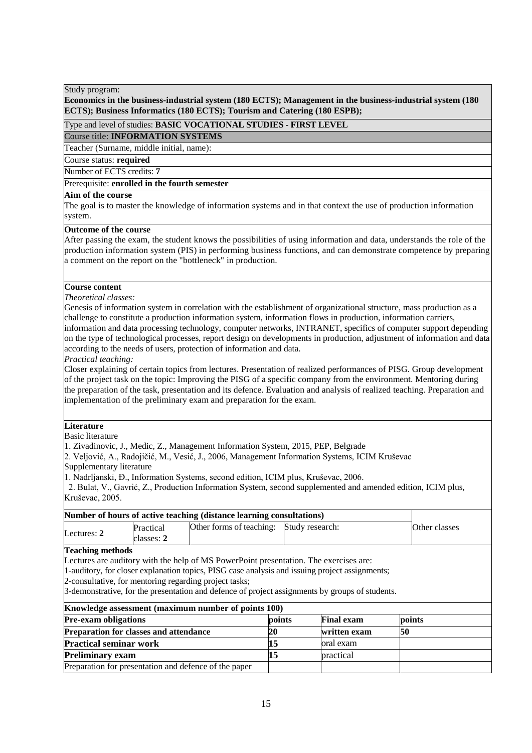Study program:
**Economics in the business-industrial system (180 ECTS); Management in the business-industrial system (180 ECTS); Business Informatics (180 ECTS); Tourism and Catering (180 ESPB);**

Type and level of studies: **BASIC VOCATIONAL STUDIES - FIRST LEVEL**

Course title: **INFORMATION SYSTEMS**

Teacher (Surname, middle initial, name):

Course status: **required**

Number of ECTS credits: **7**

Prerequisite: **enrolled in the fourth semester**

**Aim of the course**

The goal is to master the knowledge of information systems and in that context the use of production information system.

**Outcome of the course**

After passing the exam, the student knows the possibilities of using information and data, understands the role of the production information system (PIS) in performing business functions, and can demonstrate competence by preparing a comment on the report on the "bottleneck" in production.

**Course content**

*Theoretical classes:*

Genesis of information system in correlation with the establishment of organizational structure, mass production as a challenge to constitute a production information system, information flows in production, information carriers, information and data processing technology, computer networks, INTRANET, specifics of computer support depending on the type of technological processes, report design on developments in production, adjustment of information and data according to the needs of users, protection of information and data.

*Practical teaching:*

Closer explaining of certain topics from lectures. Presentation of realized performances of PISG. Group development of the project task on the topic: Improving the PISG of a specific company from the environment. Mentoring during the preparation of the task, presentation and its defence. Evaluation and analysis of realized teaching. Preparation and implementation of the preliminary exam and preparation for the exam.

**Literature**

Basic literature

1. Zivadinovic, J., Medic, Z., Management Information System, 2015, PEP, Belgrade
2. Veljović, A., Radojičić, M., Vesić, J., 2006, Management Information Systems, ICIM Kruševac

Supplementary literature

1. Nadrljanski, Đ., Information Systems, second edition, ICIM plus, Kruševac, 2006.
2. Bulat, V., Gavrić, Z., Production Information System, second supplemented and amended edition, ICIM plus, Kruševac, 2005.

| Number of hours of active teaching (distance learning consultations) | | | | Other classes |
|---|---|---|---|---|
| Lectures: **2** | Practical classes: **2** | Other forms of teaching: | Study research: | |

**Teaching methods**

Lectures are auditory with the help of MS PowerPoint presentation. The exercises are:
1-auditory, for closer explanation topics, PISG case analysis and issuing project assignments;
2-consultative, for mentoring regarding project tasks;
3-demonstrative, for the presentation and defence of project assignments by groups of students.

| Knowledge assessment (maximum number of points 100) | | | |
|---|---|---|---|
| **Pre-exam obligations** | **points** | **Final exam** | **points** |
| **Preparation for classes and attendance** | **20** | **written exam** | **50** |
| **Practical seminar work** | **15** | oral exam | |
| **Preliminary exam** | **15** | practical | |
| Preparation for presentation and defence of the paper | | | |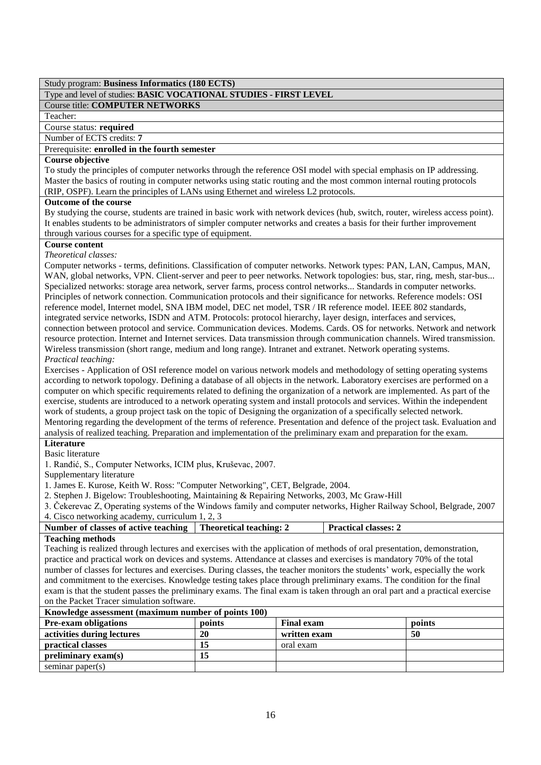Study program: **Business Informatics (180 ECTS)**

Type and level of studies: **BASIC VOCATIONAL STUDIES - FIRST LEVEL**

Course title: **COMPUTER NETWORKS**

Teacher:

Course status: **required**

Number of ECTS credits: **7**

Prerequisite: **enrolled in the fourth semester**

**Course objective**

To study the principles of computer networks through the reference OSI model with special emphasis on IP addressing. Master the basics of routing in computer networks using static routing and the most common internal routing protocols (RIP, OSPF). Learn the principles of LANs using Ethernet and wireless L2 protocols.

**Outcome of the course**

By studying the course, students are trained in basic work with network devices (hub, switch, router, wireless access point). It enables students to be administrators of simpler computer networks and creates a basis for their further improvement through various courses for a specific type of equipment.

**Course content**

*Theoretical classes:*

Computer networks - terms, definitions. Classification of computer networks. Network types: PAN, LAN, Campus, MAN, WAN, global networks, VPN. Client-server and peer to peer networks. Network topologies: bus, star, ring, mesh, star-bus... Specialized networks: storage area network, server farms, process control networks... Standards in computer networks. Principles of network connection. Communication protocols and their significance for networks. Reference models: OSI reference model, Internet model, SNA IBM model, DEC net model, TSR / IR reference model. IEEE 802 standards, integrated service networks, ISDN and ATM. Protocols: protocol hierarchy, layer design, interfaces and services, connection between protocol and service. Communication devices. Modems. Cards. OS for networks. Network and network resource protection. Internet and Internet services. Data transmission through communication channels. Wired transmission. Wireless transmission (short range, medium and long range). Intranet and extranet. Network operating systems.

*Practical teaching:*

Exercises - Application of OSI reference model on various network models and methodology of setting operating systems according to network topology. Defining a database of all objects in the network. Laboratory exercises are performed on a computer on which specific requirements related to defining the organization of a network are implemented. As part of the exercise, students are introduced to a network operating system and install protocols and services. Within the independent work of students, a group project task on the topic of Designing the organization of a specifically selected network. Mentoring regarding the development of the terms of reference. Presentation and defence of the project task. Evaluation and analysis of realized teaching. Preparation and implementation of the preliminary exam and preparation for the exam.

**Literature**

Basic literature

1. Ranđić, S., Computer Networks, ICIM plus, Kruševac, 2007.

Supplementary literature

1. James E. Kurose, Keith W. Ross: "Computer Networking", CET, Belgrade, 2004.
2. Stephen J. Bigelow: Troubleshooting, Maintaining & Repairing Networks, 2003, Mc Graw-Hill
3. Čekerevac Z, Operating systems of the Windows family and computer networks, Higher Railway School, Belgrade, 2007
4. Cisco networking academy, curriculum 1, 2, 3

| **Number of classes of active teaching** | **Theoretical teaching: 2** | **Practical classes: 2** |
|---|---|---|

**Teaching methods**

Teaching is realized through lectures and exercises with the application of methods of oral presentation, demonstration, practice and practical work on devices and systems. Attendance at classes and exercises is mandatory 70% of the total number of classes for lectures and exercises. During classes, the teacher monitors the students' work, especially the work and commitment to the exercises. Knowledge testing takes place through preliminary exams. The condition for the final exam is that the student passes the preliminary exams. The final exam is taken through an oral part and a practical exercise on the Packet Tracer simulation software.

**Knowledge assessment (maximum number of points 100)**

| **Pre-exam obligations** | **points** | **Final exam** | **points** |
|---|---|---|---|
| **activities during lectures** | **20** | **written exam** | **50** |
| **practical classes** | **15** | oral exam | |
| **preliminary exam(s)** | **15** | | |
| seminar paper(s) | | | |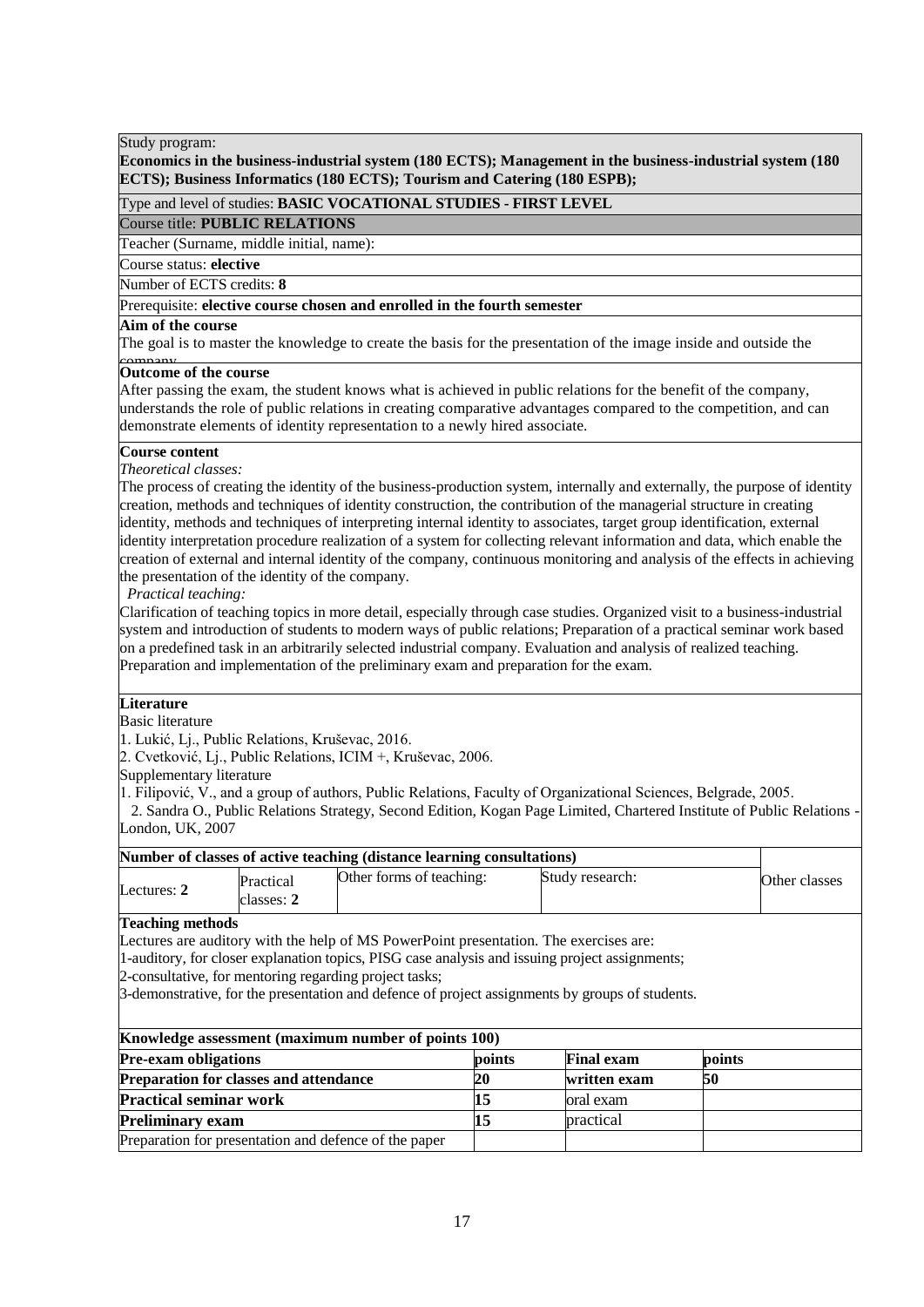Study program:

**Economics in the business-industrial system (180 ECTS); Management in the business-industrial system (180 ECTS); Business Informatics (180 ECTS); Tourism and Catering (180 ESPB);**

Type and level of studies: **BASIC VOCATIONAL STUDIES - FIRST LEVEL**

Course title: **PUBLIC RELATIONS**

Teacher (Surname, middle initial, name):

Course status: **elective**

Number of ECTS credits: **8**

Prerequisite: **elective course chosen and enrolled in the fourth semester**

**Aim of the course**

The goal is to master the knowledge to create the basis for the presentation of the image inside and outside the company

**Outcome of the course**

After passing the exam, the student knows what is achieved in public relations for the benefit of the company, understands the role of public relations in creating comparative advantages compared to the competition, and can demonstrate elements of identity representation to a newly hired associate.

**Course content**

*Theoretical classes:*

The process of creating the identity of the business-production system, internally and externally, the purpose of identity creation, methods and techniques of identity construction, the contribution of the managerial structure in creating identity, methods and techniques of interpreting internal identity to associates, target group identification, external identity interpretation procedure realization of a system for collecting relevant information and data, which enable the creation of external and internal identity of the company, continuous monitoring and analysis of the effects in achieving the presentation of the identity of the company.

*Practical teaching:*

Clarification of teaching topics in more detail, especially through case studies. Organized visit to a business-industrial system and introduction of students to modern ways of public relations; Preparation of a practical seminar work based on a predefined task in an arbitrarily selected industrial company. Evaluation and analysis of realized teaching. Preparation and implementation of the preliminary exam and preparation for the exam.

**Literature**

Basic literature

1. Lukić, Lj., Public Relations, Kruševac, 2016.
2. Cvetković, Lj., Public Relations, ICIM +, Kruševac, 2006.

Supplementary literature

1. Filipović, V., and a group of authors, Public Relations, Faculty of Organizational Sciences, Belgrade, 2005.
2. Sandra O., Public Relations Strategy, Second Edition, Kogan Page Limited, Chartered Institute of Public Relations - London, UK, 2007

| Number of classes of active teaching (distance learning consultations) | | | | |
|---|---|---|---|---|
| Lectures: **2** | Practical classes: **2** | Other forms of teaching: | Study research: | Other classes |

**Teaching methods**

Lectures are auditory with the help of MS PowerPoint presentation. The exercises are:

1-auditory, for closer explanation topics, PISG case analysis and issuing project assignments;

2-consultative, for mentoring regarding project tasks;

3-demonstrative, for the presentation and defence of project assignments by groups of students.

| Knowledge assessment (maximum number of points 100) | | | |
|---|---|---|---|
| **Pre-exam obligations** | **points** | **Final exam** | **points** |
| **Preparation for classes and attendance** | **20** | **written exam** | **50** |
| **Practical seminar work** | **15** | oral exam | |
| **Preliminary exam** | **15** | practical | |
| Preparation for presentation and defence of the paper | | | |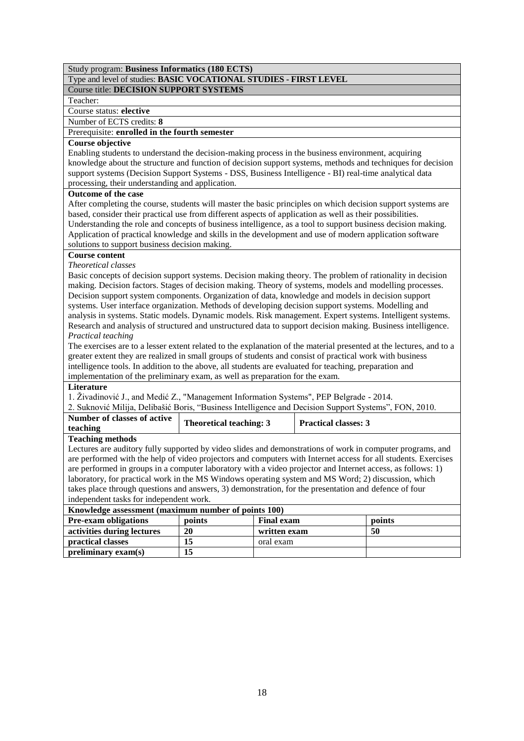Study program: **Business Informatics (180 ECTS)**

Type and level of studies: **BASIC VOCATIONAL STUDIES - FIRST LEVEL**

Course title: **DECISION SUPPORT SYSTEMS**

Teacher:

Course status: **elective**

Number of ECTS credits: **8**

Prerequisite: **enrolled in the fourth semester**

**Course objective**

Enabling students to understand the decision-making process in the business environment, acquiring knowledge about the structure and function of decision support systems, methods and techniques for decision support systems (Decision Support Systems - DSS, Business Intelligence - BI) real-time analytical data processing, their understanding and application.

**Outcome of the case**

After completing the course, students will master the basic principles on which decision support systems are based, consider their practical use from different aspects of application as well as their possibilities. Understanding the role and concepts of business intelligence, as a tool to support business decision making. Application of practical knowledge and skills in the development and use of modern application software solutions to support business decision making.

**Course content**

*Theoretical classes*

Basic concepts of decision support systems. Decision making theory. The problem of rationality in decision making. Decision factors. Stages of decision making. Theory of systems, models and modelling processes. Decision support system components. Organization of data, knowledge and models in decision support systems. User interface organization. Methods of developing decision support systems. Modelling and analysis in systems. Static models. Dynamic models. Risk management. Expert systems. Intelligent systems. Research and analysis of structured and unstructured data to support decision making. Business intelligence.

*Practical teaching*

The exercises are to a lesser extent related to the explanation of the material presented at the lectures, and to a greater extent they are realized in small groups of students and consist of practical work with business intelligence tools. In addition to the above, all students are evaluated for teaching, preparation and implementation of the preliminary exam, as well as preparation for the exam.

**Literature**

1. Živadinović J., and Medić Z., "Management Information Systems", PEP Belgrade - 2014.
2. Suknović Milija, Delibašić Boris, "Business Intelligence and Decision Support Systems", FON, 2010.

| **Number of classes of active teaching** | **Theoretical teaching: 3** | **Practical classes: 3** |
|---|---|---|

**Teaching methods**

Lectures are auditory fully supported by video slides and demonstrations of work in computer programs, and are performed with the help of video projectors and computers with Internet access for all students. Exercises are performed in groups in a computer laboratory with a video projector and Internet access, as follows: 1) laboratory, for practical work in the MS Windows operating system and MS Word; 2) discussion, which takes place through questions and answers, 3) demonstration, for the presentation and defence of four independent tasks for independent work.

**Knowledge assessment (maximum number of points 100)**

| **Pre-exam obligations** | **points** | **Final exam** | **points** |
|---|---|---|---|
| **activities during lectures** | **20** | **written exam** | **50** |
| **practical classes** | **15** | oral exam | |
| **preliminary exam(s)** | **15** | | |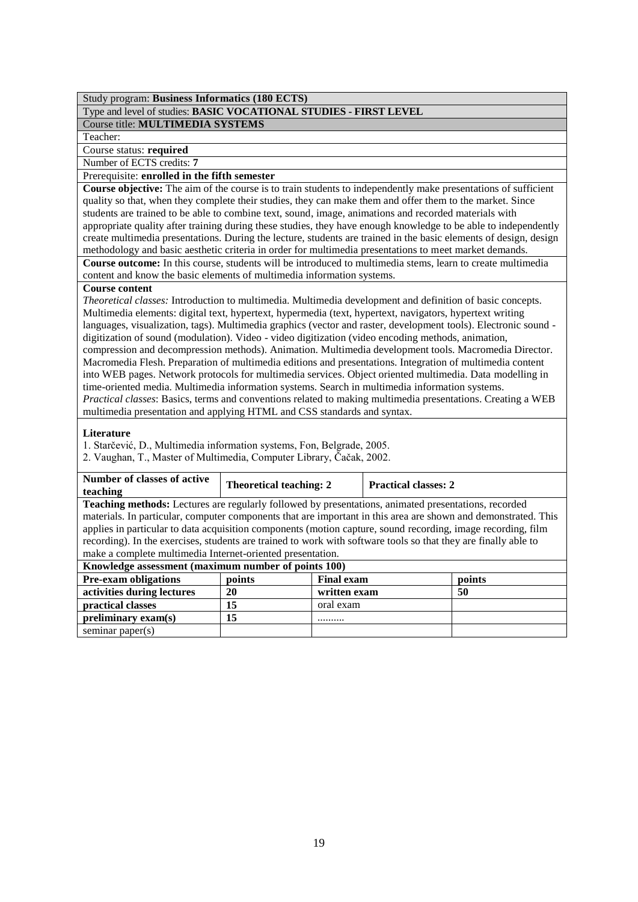Study program: **Business Informatics (180 ECTS)**

Type and level of studies: **BASIC VOCATIONAL STUDIES - FIRST LEVEL**

Course title: **MULTIMEDIA SYSTEMS**

Teacher:

Course status: **required**

Number of ECTS credits: **7**

Prerequisite: **enrolled in the fifth semester**

**Course objective:** The aim of the course is to train students to independently make presentations of sufficient quality so that, when they complete their studies, they can make them and offer them to the market. Since students are trained to be able to combine text, sound, image, animations and recorded materials with appropriate quality after training during these studies, they have enough knowledge to be able to independently create multimedia presentations. During the lecture, students are trained in the basic elements of design, design methodology and basic aesthetic criteria in order for multimedia presentations to meet market demands.

**Course outcome:** In this course, students will be introduced to multimedia stems, learn to create multimedia content and know the basic elements of multimedia information systems.

**Course content**

*Theoretical classes:* Introduction to multimedia. Multimedia development and definition of basic concepts. Multimedia elements: digital text, hypertext, hypermedia (text, hypertext, navigators, hypertext writing languages, visualization, tags). Multimedia graphics (vector and raster, development tools). Electronic sound - digitization of sound (modulation). Video - video digitization (video encoding methods, animation, compression and decompression methods). Animation. Multimedia development tools. Macromedia Director. Macromedia Flesh. Preparation of multimedia editions and presentations. Integration of multimedia content into WEB pages. Network protocols for multimedia services. Object oriented multimedia. Data modelling in time-oriented media. Multimedia information systems. Search in multimedia information systems.

*Practical classes*: Basics, terms and conventions related to making multimedia presentations. Creating a WEB multimedia presentation and applying HTML and CSS standards and syntax.

**Literature**

1. Starčević, D., Multimedia information systems, Fon, Belgrade, 2005.
2. Vaughan, T., Master of Multimedia, Computer Library, Čačak, 2002.

| **Number of classes of active teaching** | **Theoretical teaching: 2** | **Practical classes: 2** |
|---|---|---|

**Teaching methods:** Lectures are regularly followed by presentations, animated presentations, recorded materials. In particular, computer components that are important in this area are shown and demonstrated. This applies in particular to data acquisition components (motion capture, sound recording, image recording, film recording). In the exercises, students are trained to work with software tools so that they are finally able to make a complete multimedia Internet-oriented presentation.

**Knowledge assessment (maximum number of points 100)**

| **Pre-exam obligations** | **points** | **Final exam** | **points** |
|---|---|---|---|
| **activities during lectures** | **20** | **written exam** | **50** |
| **practical classes** | **15** | oral exam | |
| **preliminary exam(s)** | **15** | .......... | |
| seminar paper(s) | | | |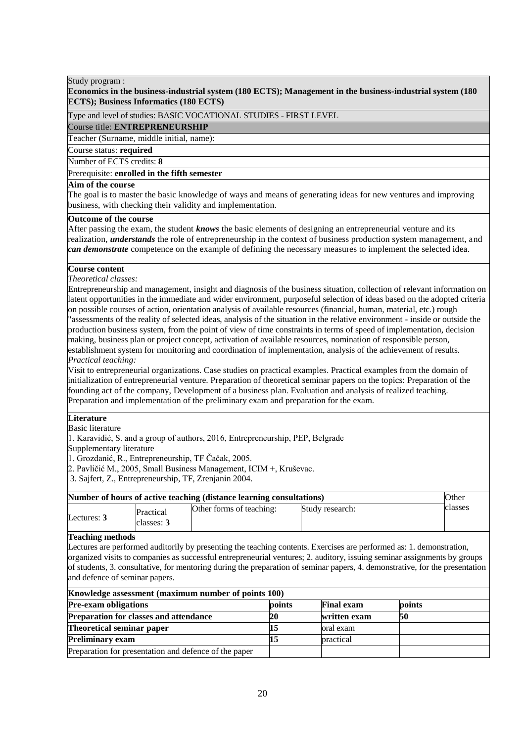Study program :

**Economics in the business-industrial system (180 ECTS); Management in the business-industrial system (180 ECTS); Business Informatics (180 ECTS)**

Type and level of studies: BASIC VOCATIONAL STUDIES - FIRST LEVEL

Course title: **ENTREPRENEURSHIP**

Teacher (Surname, middle initial, name):

Course status: **required**

Number of ECTS credits: **8**

Prerequisite: **enrolled in the fifth semester**

**Aim of the course**

The goal is to master the basic knowledge of ways and means of generating ideas for new ventures and improving business, with checking their validity and implementation.

**Outcome of the course**

After passing the exam, the student ***knows*** the basic elements of designing an entrepreneurial venture and its realization, ***understands*** the role of entrepreneurship in the context of business production system management, and ***can demonstrate*** competence on the example of defining the necessary measures to implement the selected idea.

**Course content**

*Theoretical classes:*

Entrepreneurship and management, insight and diagnosis of the business situation, collection of relevant information on latent opportunities in the immediate and wider environment, purposeful selection of ideas based on the adopted criteria on possible courses of action, orientation analysis of available resources (financial, human, material, etc.) rough "assessments of the reality of selected ideas, analysis of the situation in the relative environment - inside or outside the production business system, from the point of view of time constraints in terms of speed of implementation, decision making, business plan or project concept, activation of available resources, nomination of responsible person, establishment system for monitoring and coordination of implementation, analysis of the achievement of results.

*Practical teaching:*

Visit to entrepreneurial organizations. Case studies on practical examples. Practical examples from the domain of initialization of entrepreneurial venture. Preparation of theoretical seminar papers on the topics: Preparation of the founding act of the company, Development of a business plan. Evaluation and analysis of realized teaching. Preparation and implementation of the preliminary exam and preparation for the exam.

**Literature**

Basic literature

1. Karavidić, S. and a group of authors, 2016, Entrepreneurship, PEP, Belgrade

Supplementary literature

1. Grozdanić, R., Entrepreneurship, TF Čačak, 2005.
2. Pavličić M., 2005, Small Business Management, ICIM +, Kruševac.
3. Sajfert, Z., Entrepreneurship, TF, Zrenjanin 2004.

| **Number of hours of active teaching (distance learning consultations)** | | | | Other classes |
|---|---|---|---|---|
| Lectures: **3** | Practical classes: **3** | Other forms of teaching: | Study research: | |

**Teaching methods**

Lectures are performed auditorily by presenting the teaching contents. Exercises are performed as: 1. demonstration, organized visits to companies as successful entrepreneurial ventures; 2. auditory, issuing seminar assignments by groups of students, 3. consultative, for mentoring during the preparation of seminar papers, 4. demonstrative, for the presentation and defence of seminar papers.

| **Knowledge assessment (maximum number of points 100)** | | | |
|---|---|---|---|
| **Pre-exam obligations** | **points** | **Final exam** | **points** |
| **Preparation for classes and attendance** | **20** | **written exam** | **50** |
| **Theoretical seminar paper** | **15** | oral exam | |
| **Preliminary exam** | **15** | practical | |
| Preparation for presentation and defence of the paper | | | |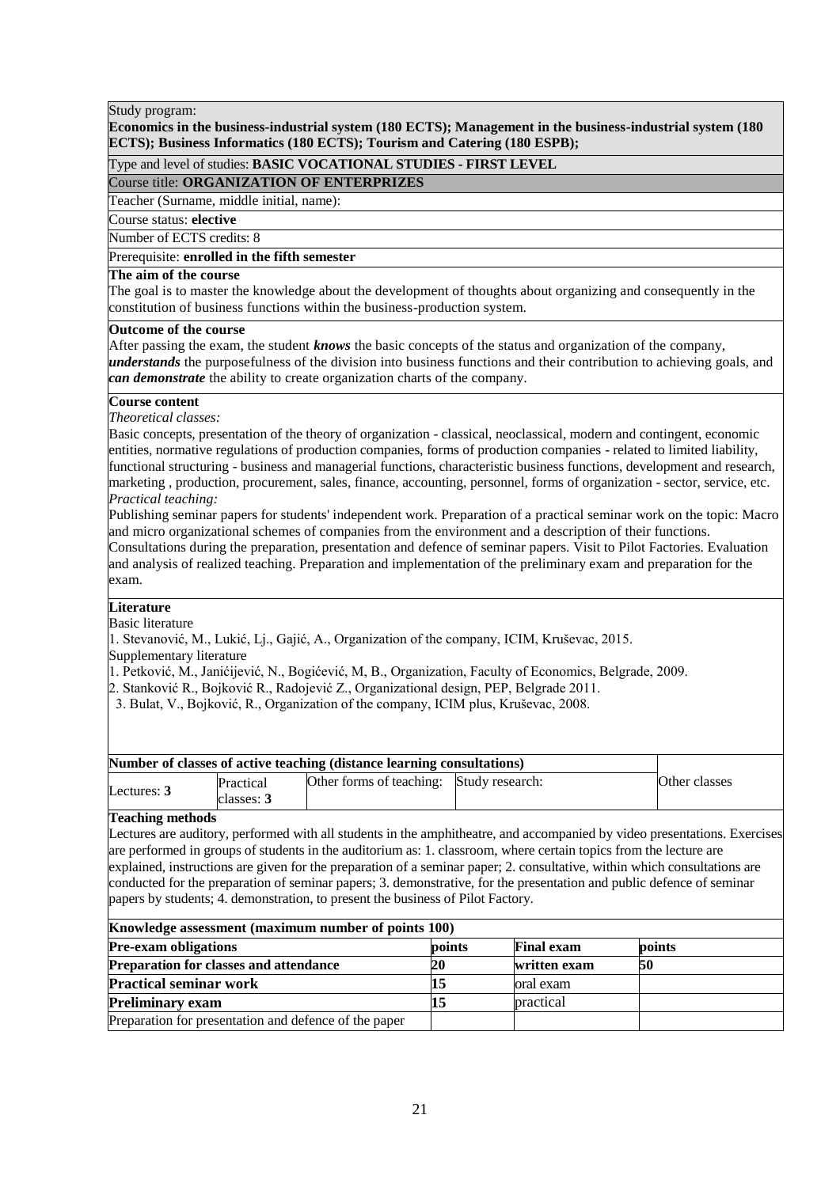Study program:

**Economics in the business-industrial system (180 ECTS); Management in the business-industrial system (180 ECTS); Business Informatics (180 ECTS); Tourism and Catering (180 ESPB);**

Type and level of studies: **BASIC VOCATIONAL STUDIES - FIRST LEVEL**

Course title: **ORGANIZATION OF ENTERPRIZES**

Teacher (Surname, middle initial, name):

Course status: **elective**

Number of ECTS credits: 8

Prerequisite: **enrolled in the fifth semester**

**The aim of the course**

The goal is to master the knowledge about the development of thoughts about organizing and consequently in the constitution of business functions within the business-production system.

**Outcome of the course**

After passing the exam, the student ***knows*** the basic concepts of the status and organization of the company, ***understands*** the purposefulness of the division into business functions and their contribution to achieving goals, and ***can demonstrate*** the ability to create organization charts of the company.

**Course content**

*Theoretical classes:*

Basic concepts, presentation of the theory of organization - classical, neoclassical, modern and contingent, economic entities, normative regulations of production companies, forms of production companies - related to limited liability, functional structuring - business and managerial functions, characteristic business functions, development and research, marketing , production, procurement, sales, finance, accounting, personnel, forms of organization - sector, service, etc.

*Practical teaching:*

Publishing seminar papers for students' independent work. Preparation of a practical seminar work on the topic: Macro and micro organizational schemes of companies from the environment and a description of their functions.

Consultations during the preparation, presentation and defence of seminar papers. Visit to Pilot Factories. Evaluation and analysis of realized teaching. Preparation and implementation of the preliminary exam and preparation for the exam.

**Literature**

Basic literature

1. Stevanović, M., Lukić, Lj., Gajić, A., Organization of the company, ICIM, Kruševac, 2015.

Supplementary literature

1. Petković, M., Janićijević, N., Bogićević, M, B., Organization, Faculty of Economics, Belgrade, 2009.
2. Stanković R., Bojković R., Radojević Z., Organizational design, PEP, Belgrade 2011.
3. Bulat, V., Bojković, R., Organization of the company, ICIM plus, Kruševac, 2008.

| **Number of classes of active teaching (distance learning consultations)** | | | | Other classes |
|---|---|---|---|---|
| Lectures: **3** | Practical classes: **3** | Other forms of teaching: | Study research: | |

**Teaching methods**

Lectures are auditory, performed with all students in the amphitheatre, and accompanied by video presentations. Exercises are performed in groups of students in the auditorium as: 1. classroom, where certain topics from the lecture are explained, instructions are given for the preparation of a seminar paper; 2. consultative, within which consultations are conducted for the preparation of seminar papers; 3. demonstrative, for the presentation and public defence of seminar papers by students; 4. demonstration, to present the business of Pilot Factory.

| **Knowledge assessment (maximum number of points 100)** | | | |
|---|---|---|---|
| **Pre-exam obligations** | **points** | **Final exam** | **points** |
| **Preparation for classes and attendance** | **20** | **written exam** | **50** |
| **Practical seminar work** | **15** | oral exam | |
| **Preliminary exam** | **15** | practical | |
| Preparation for presentation and defence of the paper | | | |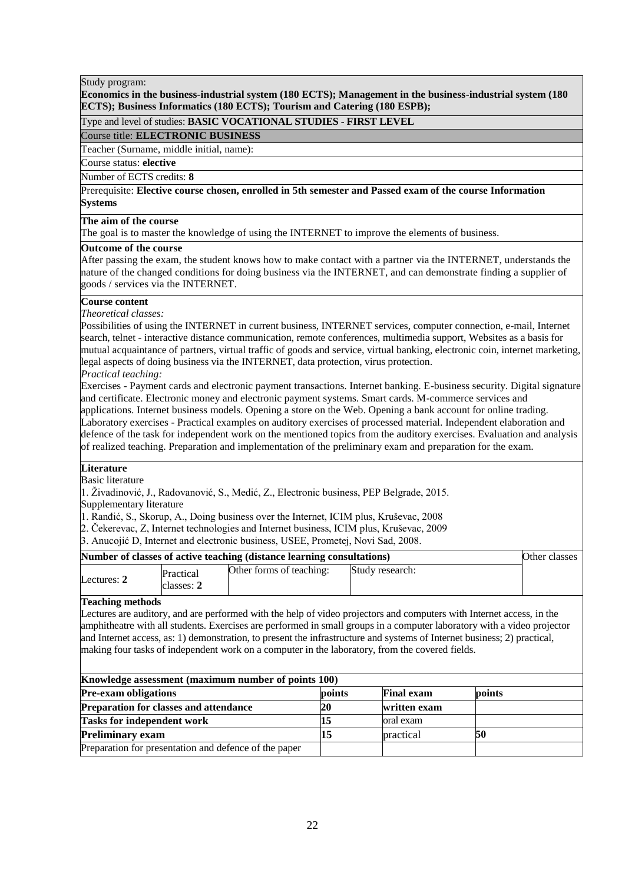Study program:

**Economics in the business-industrial system (180 ECTS); Management in the business-industrial system (180 ECTS); Business Informatics (180 ECTS); Tourism and Catering (180 ESPB);**

Type and level of studies: **BASIC VOCATIONAL STUDIES - FIRST LEVEL**

Course title: **ELECTRONIC BUSINESS**

Teacher (Surname, middle initial, name):

Course status: **elective**

Number of ECTS credits: **8**

Prerequisite: **Elective course chosen, enrolled in 5th semester and Passed exam of the course Information Systems**

**The aim of the course**

The goal is to master the knowledge of using the INTERNET to improve the elements of business.

**Outcome of the course**

After passing the exam, the student knows how to make contact with a partner via the INTERNET, understands the nature of the changed conditions for doing business via the INTERNET, and can demonstrate finding a supplier of goods / services via the INTERNET.

**Course content**

*Theoretical classes:*

Possibilities of using the INTERNET in current business, INTERNET services, computer connection, e-mail, Internet search, telnet - interactive distance communication, remote conferences, multimedia support, Websites as a basis for mutual acquaintance of partners, virtual traffic of goods and service, virtual banking, electronic coin, internet marketing, legal aspects of doing business via the INTERNET, data protection, virus protection.

*Practical teaching:*

Exercises - Payment cards and electronic payment transactions. Internet banking. E-business security. Digital signature and certificate. Electronic money and electronic payment systems. Smart cards. M-commerce services and applications. Internet business models. Opening a store on the Web. Opening a bank account for online trading. Laboratory exercises - Practical examples on auditory exercises of processed material. Independent elaboration and defence of the task for independent work on the mentioned topics from the auditory exercises. Evaluation and analysis of realized teaching. Preparation and implementation of the preliminary exam and preparation for the exam.

**Literature**

Basic literature

1. Živadinović, J., Radovanović, S., Medić, Z., Electronic business, PEP Belgrade, 2015.

Supplementary literature

1. Ranđić, S., Skorup, A., Doing business over the Internet, ICIM plus, Kruševac, 2008
2. Čekerevac, Z, Internet technologies and Internet business, ICIM plus, Kruševac, 2009
3. Anucojić D, Internet and electronic business, USEE, Prometej, Novi Sad, 2008.

| Number of classes of active teaching (distance learning consultations) | | | | Other classes |
|---|---|---|---|---|
| Lectures: **2** | Practical classes: **2** | Other forms of teaching: | Study research: | |

**Teaching methods**

Lectures are auditory, and are performed with the help of video projectors and computers with Internet access, in the amphitheatre with all students. Exercises are performed in small groups in a computer laboratory with a video projector and Internet access, as: 1) demonstration, to present the infrastructure and systems of Internet business; 2) practical, making four tasks of independent work on a computer in the laboratory, from the covered fields.

| Knowledge assessment (maximum number of points 100) | | | |
|---|---|---|---|
| **Pre-exam obligations** | **points** | **Final exam** | **points** |
| **Preparation for classes and attendance** | **20** | **written exam** | |
| **Tasks for independent work** | **15** | oral exam | |
| **Preliminary exam** | **15** | practical | **50** |
| Preparation for presentation and defence of the paper | | | |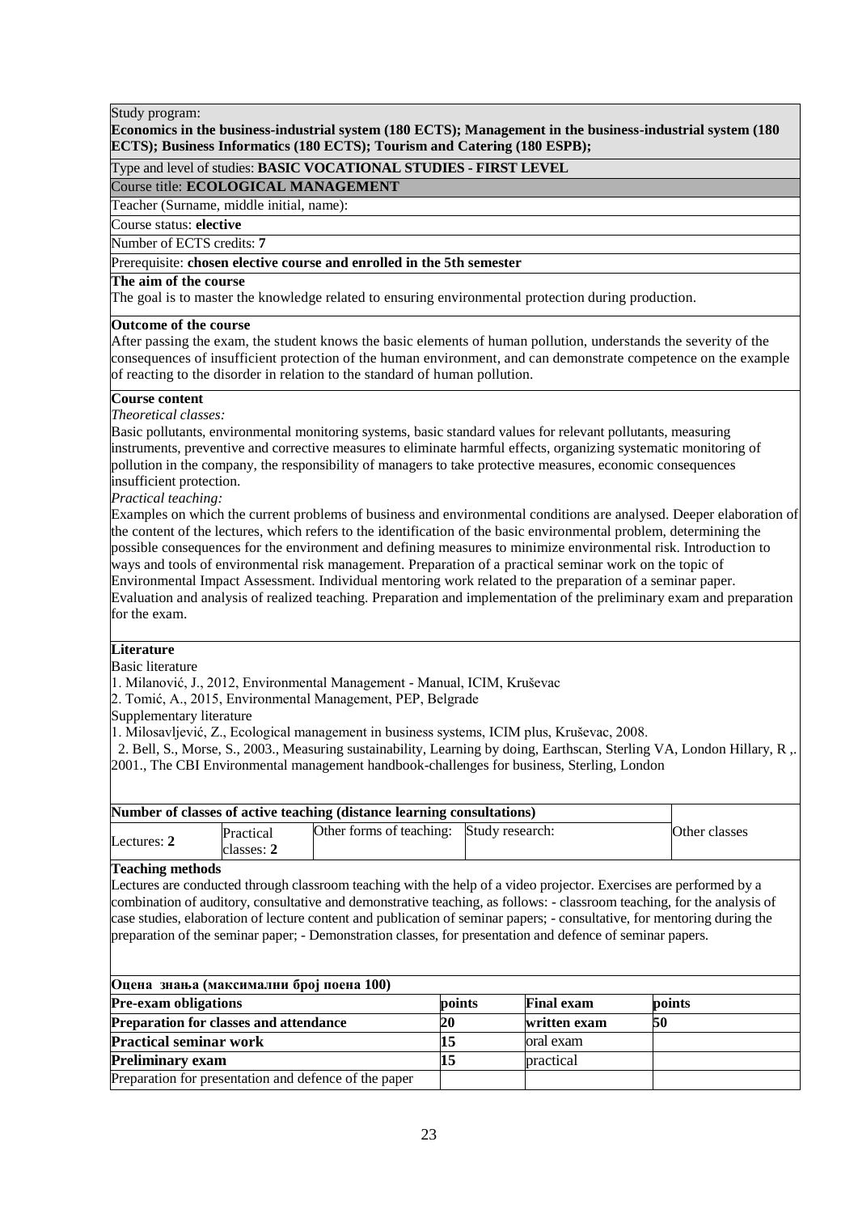Study program:
**Economics in the business-industrial system (180 ECTS); Management in the business-industrial system (180 ECTS); Business Informatics (180 ECTS); Tourism and Catering (180 ESPB);**

Type and level of studies: **BASIC VOCATIONAL STUDIES - FIRST LEVEL**

Course title: **ECOLOGICAL MANAGEMENT**

Teacher (Surname, middle initial, name):

Course status: **elective**

Number of ECTS credits: **7**

Prerequisite: **chosen elective course and enrolled in the 5th semester**

**The aim of the course**

The goal is to master the knowledge related to ensuring environmental protection during production.

**Outcome of the course**

After passing the exam, the student knows the basic elements of human pollution, understands the severity of the consequences of insufficient protection of the human environment, and can demonstrate competence on the example of reacting to the disorder in relation to the standard of human pollution.

**Course content**

*Theoretical classes:*

Basic pollutants, environmental monitoring systems, basic standard values for relevant pollutants, measuring instruments, preventive and corrective measures to eliminate harmful effects, organizing systematic monitoring of pollution in the company, the responsibility of managers to take protective measures, economic consequences insufficient protection.

*Practical teaching:*

Examples on which the current problems of business and environmental conditions are analysed. Deeper elaboration of the content of the lectures, which refers to the identification of the basic environmental problem, determining the possible consequences for the environment and defining measures to minimize environmental risk. Introduction to ways and tools of environmental risk management. Preparation of a practical seminar work on the topic of Environmental Impact Assessment. Individual mentoring work related to the preparation of a seminar paper. Evaluation and analysis of realized teaching. Preparation and implementation of the preliminary exam and preparation for the exam.

**Literature**

Basic literature

1. Milanović, J., 2012, Environmental Management - Manual, ICIM, Kruševac
2. Tomić, A., 2015, Environmental Management, PEP, Belgrade

Supplementary literature

1. Milosavljević, Z., Ecological management in business systems, ICIM plus, Kruševac, 2008.
2. Bell, S., Morse, S., 2003., Measuring sustainability, Learning by doing, Earthscan, Sterling VA, London Hillary, R ,. 2001., The CBI Environmental management handbook-challenges for business, Sterling, London

| Number of classes of active teaching (distance learning consultations) | | | | Other classes |
|---|---|---|---|---|
| Lectures: **2** | Practical classes: **2** | Other forms of teaching: | Study research: | |

**Teaching methods**

Lectures are conducted through classroom teaching with the help of a video projector. Exercises are performed by a combination of auditory, consultative and demonstrative teaching, as follows: - classroom teaching, for the analysis of case studies, elaboration of lecture content and publication of seminar papers; - consultative, for mentoring during the preparation of the seminar paper; - Demonstration classes, for presentation and defence of seminar papers.

**Оцена знања (максимални број поена 100)**

| **Pre-exam obligations** | **points** | **Final exam** | **points** |
|---|---|---|---|
| **Preparation for classes and attendance** | **20** | **written exam** | **50** |
| **Practical seminar work** | **15** | oral exam | |
| **Preliminary exam** | **15** | practical | |
| Preparation for presentation and defence of the paper | | | |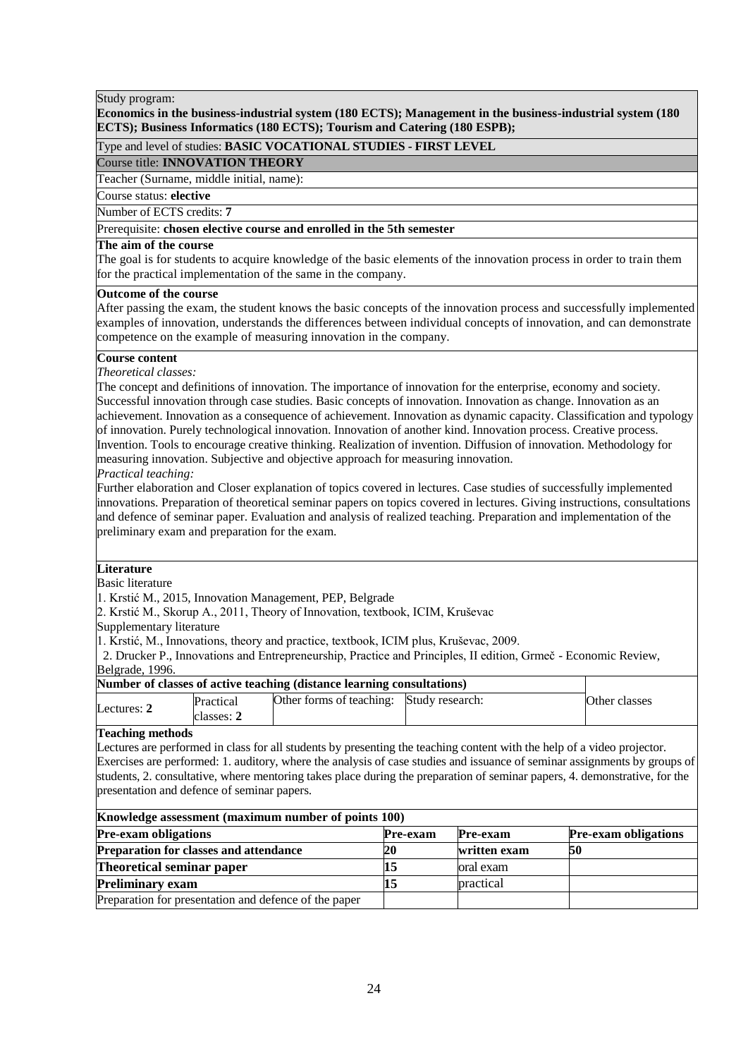Study program:

**Economics in the business-industrial system (180 ECTS); Management in the business-industrial system (180 ECTS); Business Informatics (180 ECTS); Tourism and Catering (180 ESPB);**

Type and level of studies: **BASIC VOCATIONAL STUDIES - FIRST LEVEL**

Course title: **INNOVATION THEORY**

Teacher (Surname, middle initial, name):

Course status: **elective**

Number of ECTS credits: **7**

Prerequisite: **chosen elective course and enrolled in the 5th semester**

**The aim of the course**

The goal is for students to acquire knowledge of the basic elements of the innovation process in order to train them for the practical implementation of the same in the company.

**Outcome of the course**

After passing the exam, the student knows the basic concepts of the innovation process and successfully implemented examples of innovation, understands the differences between individual concepts of innovation, and can demonstrate competence on the example of measuring innovation in the company.

**Course content**

*Theoretical classes:*

The concept and definitions of innovation. The importance of innovation for the enterprise, economy and society. Successful innovation through case studies. Basic concepts of innovation. Innovation as change. Innovation as an achievement. Innovation as a consequence of achievement. Innovation as dynamic capacity. Classification and typology of innovation. Purely technological innovation. Innovation of another kind. Innovation process. Creative process. Invention. Tools to encourage creative thinking. Realization of invention. Diffusion of innovation. Methodology for measuring innovation. Subjective and objective approach for measuring innovation.

*Practical teaching:*

Further elaboration and Closer explanation of topics covered in lectures. Case studies of successfully implemented innovations. Preparation of theoretical seminar papers on topics covered in lectures. Giving instructions, consultations and defence of seminar paper. Evaluation and analysis of realized teaching. Preparation and implementation of the preliminary exam and preparation for the exam.

**Literature**

Basic literature

1. Krstić M., 2015, Innovation Management, PEP, Belgrade
2. Krstić M., Skorup A., 2011, Theory of Innovation, textbook, ICIM, Kruševac

Supplementary literature

1. Krstić, M., Innovations, theory and practice, textbook, ICIM plus, Kruševac, 2009.
2. Drucker P., Innovations and Entrepreneurship, Practice and Principles, II edition, Grmeč - Economic Review, Belgrade, 1996.

| Number of classes of active teaching (distance learning consultations) | | | | |
|---|---|---|---|---|
| Lectures: **2** | Practical classes: **2** | Other forms of teaching: | Study research: | Other classes |

**Teaching methods**

Lectures are performed in class for all students by presenting the teaching content with the help of a video projector. Exercises are performed: 1. auditory, where the analysis of case studies and issuance of seminar assignments by groups of students, 2. consultative, where mentoring takes place during the preparation of seminar papers, 4. demonstrative, for the presentation and defence of seminar papers.

| Knowledge assessment (maximum number of points 100) | | | |
|---|---|---|---|
| **Pre-exam obligations** | **Pre-exam** | **Pre-exam** | **Pre-exam obligations** |
| **Preparation for classes and attendance** | **20** | **written exam** | **50** |
| **Theoretical seminar paper** | **15** | oral exam | |
| **Preliminary exam** | **15** | practical | |
| Preparation for presentation and defence of the paper | | | |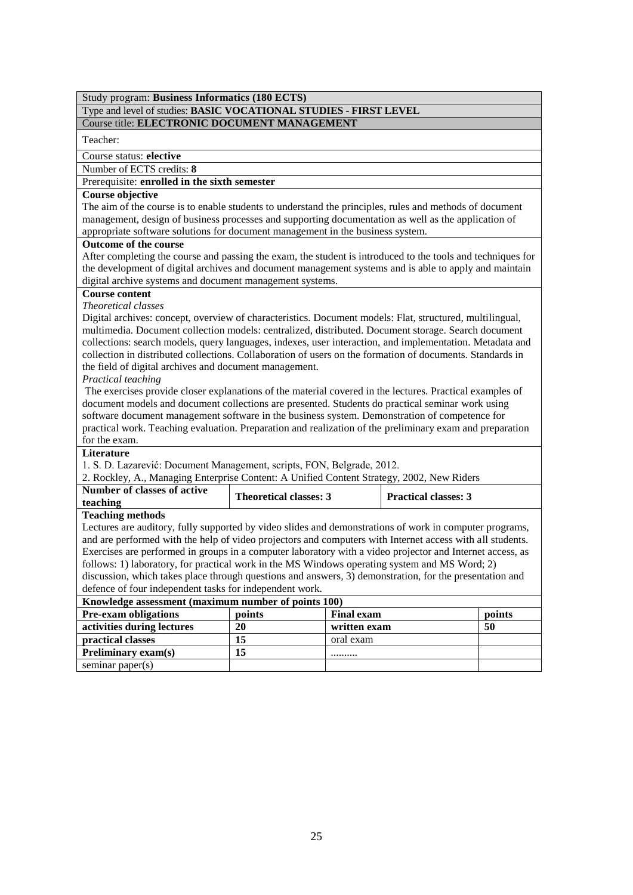Study program: **Business Informatics (180 ECTS)**

Type and level of studies: **BASIC VOCATIONAL STUDIES - FIRST LEVEL**

Course title: **ELECTRONIC DOCUMENT MANAGEMENT**

Teacher:

Course status: **elective**

Number of ECTS credits: **8**

Prerequisite: **enrolled in the sixth semester**

**Course objective**

The aim of the course is to enable students to understand the principles, rules and methods of document management, design of business processes and supporting documentation as well as the application of appropriate software solutions for document management in the business system.

**Outcome of the course**

After completing the course and passing the exam, the student is introduced to the tools and techniques for the development of digital archives and document management systems and is able to apply and maintain digital archive systems and document management systems.

**Course content**

*Theoretical classes*

Digital archives: concept, overview of characteristics. Document models: Flat, structured, multilingual, multimedia. Document collection models: centralized, distributed. Document storage. Search document collections: search models, query languages, indexes, user interaction, and implementation. Metadata and collection in distributed collections. Collaboration of users on the formation of documents. Standards in the field of digital archives and document management.

*Practical teaching*

The exercises provide closer explanations of the material covered in the lectures. Practical examples of document models and document collections are presented. Students do practical seminar work using software document management software in the business system. Demonstration of competence for practical work. Teaching evaluation. Preparation and realization of the preliminary exam and preparation for the exam.

**Literature**

1. S. D. Lazarević: Document Management, scripts, FON, Belgrade, 2012.
2. Rockley, A., Managing Enterprise Content: A Unified Content Strategy, 2002, New Riders

| **Number of classes of active teaching** | **Theoretical classes: 3** | **Practical classes: 3** |
|---|---|---|

**Teaching methods**

Lectures are auditory, fully supported by video slides and demonstrations of work in computer programs, and are performed with the help of video projectors and computers with Internet access with all students. Exercises are performed in groups in a computer laboratory with a video projector and Internet access, as follows: 1) laboratory, for practical work in the MS Windows operating system and MS Word; 2) discussion, which takes place through questions and answers, 3) demonstration, for the presentation and defence of four independent tasks for independent work.

**Knowledge assessment (maximum number of points 100)**

| **Pre-exam obligations** | **points** | **Final exam** | **points** |
|---|---|---|---|
| **activities during lectures** | **20** | **written exam** | **50** |
| **practical classes** | **15** | oral exam | |
| **Preliminary exam(s)** | **15** | .......... | |
| seminar paper(s) | | | |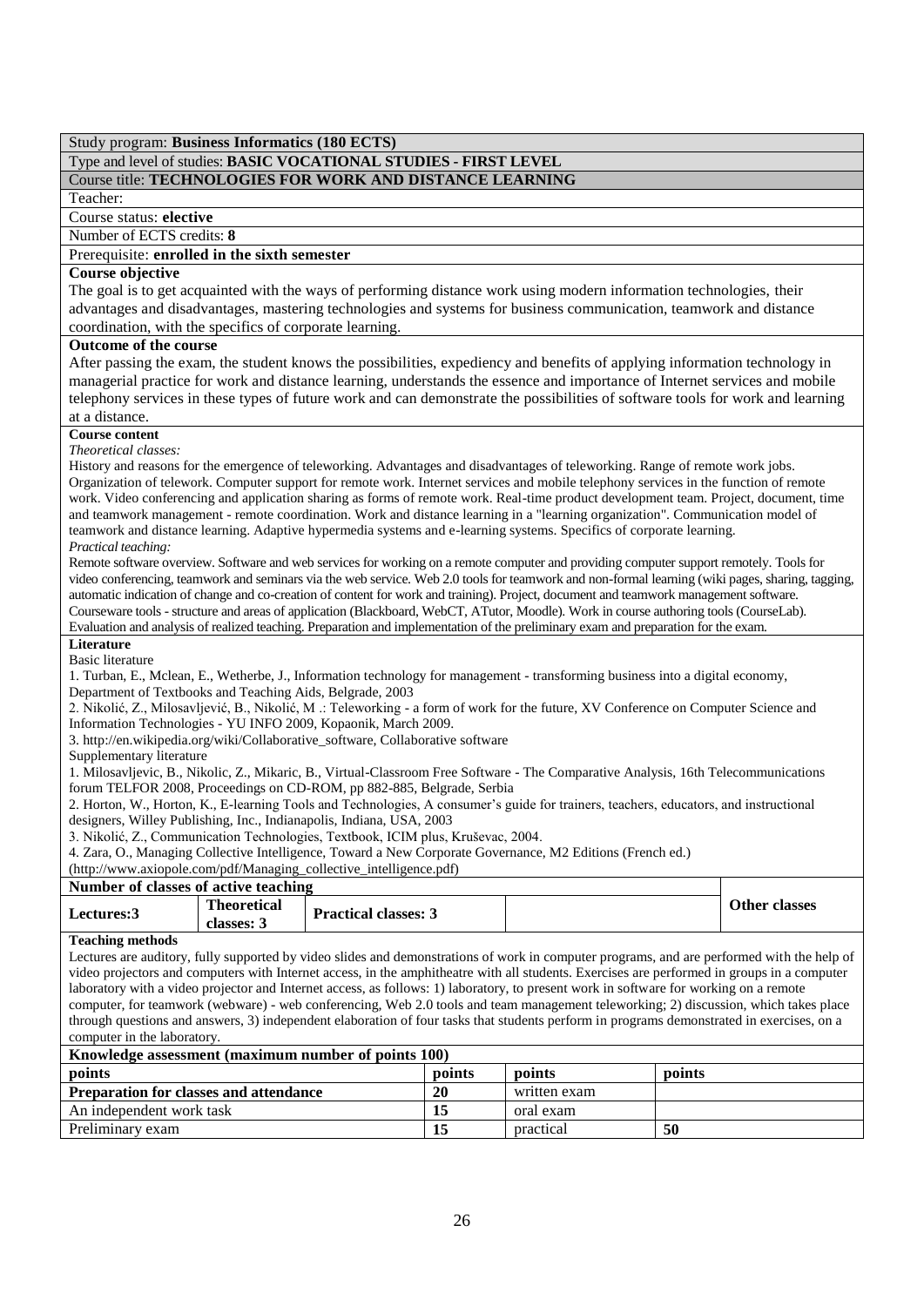Study program: **Business Informatics (180 ECTS)**

Type and level of studies: **BASIC VOCATIONAL STUDIES - FIRST LEVEL**

Course title: **TECHNOLOGIES FOR WORK AND DISTANCE LEARNING**

Teacher:

Course status: **elective**

Number of ECTS credits: **8**

Prerequisite: **enrolled in the sixth semester**

**Course objective**

The goal is to get acquainted with the ways of performing distance work using modern information technologies, their advantages and disadvantages, mastering technologies and systems for business communication, teamwork and distance coordination, with the specifics of corporate learning.

**Outcome of the course**

After passing the exam, the student knows the possibilities, expediency and benefits of applying information technology in managerial practice for work and distance learning, understands the essence and importance of Internet services and mobile telephony services in these types of future work and can demonstrate the possibilities of software tools for work and learning at a distance.

**Course content**

*Theoretical classes:*

History and reasons for the emergence of teleworking. Advantages and disadvantages of teleworking. Range of remote work jobs. Organization of telework. Computer support for remote work. Internet services and mobile telephony services in the function of remote work. Video conferencing and application sharing as forms of remote work. Real-time product development team. Project, document, time and teamwork management - remote coordination. Work and distance learning in a "learning organization". Communication model of teamwork and distance learning. Adaptive hypermedia systems and e-learning systems. Specifics of corporate learning.

*Practical teaching:*

Remote software overview. Software and web services for working on a remote computer and providing computer support remotely. Tools for video conferencing, teamwork and seminars via the web service. Web 2.0 tools for teamwork and non-formal learning (wiki pages, sharing, tagging, automatic indication of change and co-creation of content for work and training). Project, document and teamwork management software. Courseware tools - structure and areas of application (Blackboard, WebCT, ATutor, Moodle). Work in course authoring tools (CourseLab). Evaluation and analysis of realized teaching. Preparation and implementation of the preliminary exam and preparation for the exam.

**Literature**

Basic literature

1. Turban, E., Mclean, E., Wetherbe, J., Information technology for management - transforming business into a digital economy, Department of Textbooks and Teaching Aids, Belgrade, 2003
2. Nikolić, Z., Milosavljević, B., Nikolić, M .: Teleworking - a form of work for the future, XV Conference on Computer Science and Information Technologies - YU INFO 2009, Kopaonik, March 2009.
3. http://en.wikipedia.org/wiki/Collaborative_software, Collaborative software

Supplementary literature

1. Milosavljevic, B., Nikolic, Z., Mikaric, B., Virtual-Classroom Free Software - The Comparative Analysis, 16th Telecommunications forum TELFOR 2008, Proceedings on CD-ROM, pp 882-885, Belgrade, Serbia
2. Horton, W., Horton, K., E-learning Tools and Technologies, A consumer's guide for trainers, teachers, educators, and instructional designers, Willey Publishing, Inc., Indianapolis, Indiana, USA, 2003
3. Nikolić, Z., Communication Technologies, Textbook, ICIM plus, Kruševac, 2004.
4. Zara, O., Managing Collective Intelligence, Toward a New Corporate Governance, M2 Editions (French ed.) (http://www.axiopole.com/pdf/Managing_collective_intelligence.pdf)

**Number of classes of active teaching**

| Lectures:3 | Theoretical classes: 3 | Practical classes: 3 | | Other classes |
|---|---|---|---|---|

**Teaching methods**

Lectures are auditory, fully supported by video slides and demonstrations of work in computer programs, and are performed with the help of video projectors and computers with Internet access, in the amphitheatre with all students. Exercises are performed in groups in a computer laboratory with a video projector and Internet access, as follows: 1) laboratory, to present work in software for working on a remote computer, for teamwork (webware) - web conferencing, Web 2.0 tools and team management teleworking; 2) discussion, which takes place through questions and answers, 3) independent elaboration of four tasks that students perform in programs demonstrated in exercises, on a computer in the laboratory.

**Knowledge assessment (maximum number of points 100)**

| points | points | points | points |
|---|---|---|---|
| **Preparation for classes and attendance** | **20** | written exam | |
| An independent work task | **15** | oral exam | |
| Preliminary exam | **15** | practical | **50** |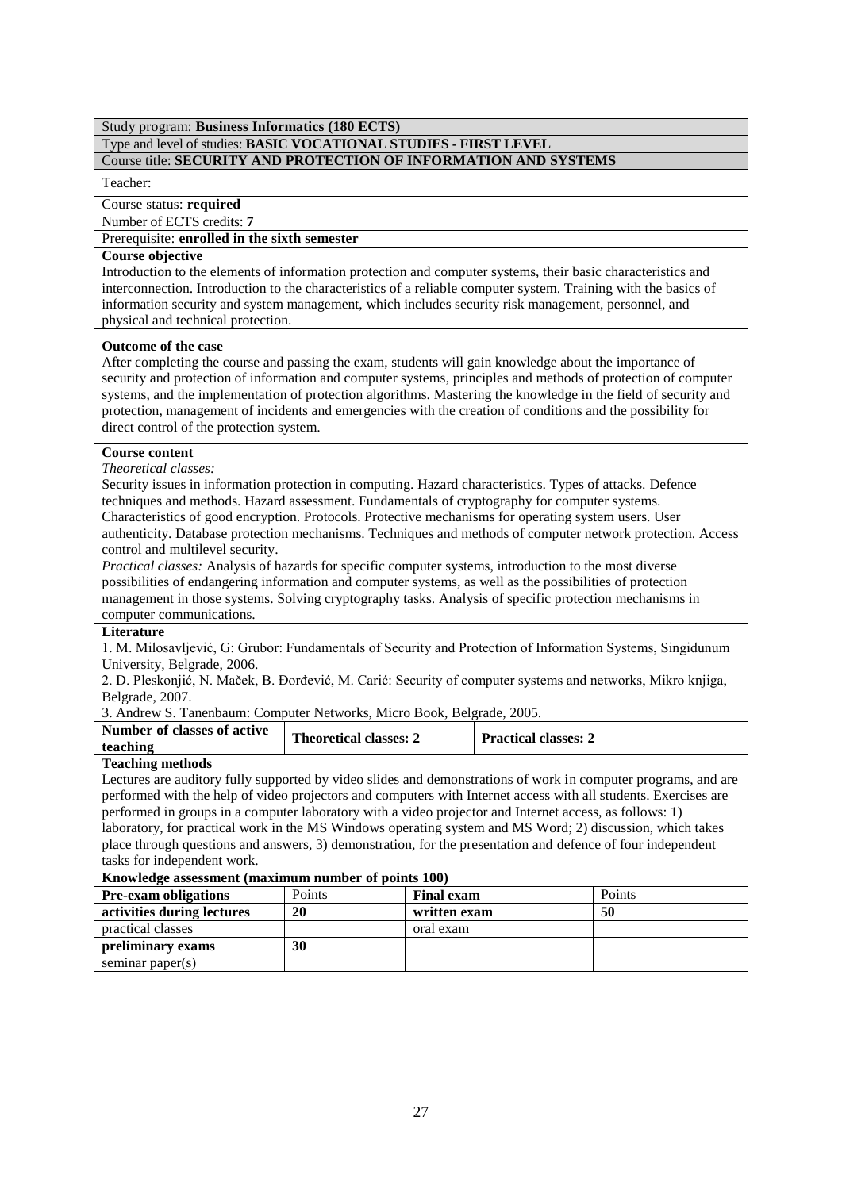Study program: **Business Informatics (180 ECTS)**

Type and level of studies: **BASIC VOCATIONAL STUDIES - FIRST LEVEL**

Course title: **SECURITY AND PROTECTION OF INFORMATION AND SYSTEMS**

Teacher:

Course status: **required**

Number of ECTS credits: **7**

Prerequisite: **enrolled in the sixth semester**

**Course objective**

Introduction to the elements of information protection and computer systems, their basic characteristics and interconnection. Introduction to the characteristics of a reliable computer system. Training with the basics of information security and system management, which includes security risk management, personnel, and physical and technical protection.

**Outcome of the case**

After completing the course and passing the exam, students will gain knowledge about the importance of security and protection of information and computer systems, principles and methods of protection of computer systems, and the implementation of protection algorithms. Mastering the knowledge in the field of security and protection, management of incidents and emergencies with the creation of conditions and the possibility for direct control of the protection system.

**Course content**

*Theoretical classes:*

Security issues in information protection in computing. Hazard characteristics. Types of attacks. Defence techniques and methods. Hazard assessment. Fundamentals of cryptography for computer systems. Characteristics of good encryption. Protocols. Protective mechanisms for operating system users. User authenticity. Database protection mechanisms. Techniques and methods of computer network protection. Access control and multilevel security.

*Practical classes:* Analysis of hazards for specific computer systems, introduction to the most diverse possibilities of endangering information and computer systems, as well as the possibilities of protection management in those systems. Solving cryptography tasks. Analysis of specific protection mechanisms in computer communications.

**Literature**

1. M. Milosavljević, G: Grubor: Fundamentals of Security and Protection of Information Systems, Singidunum University, Belgrade, 2006.
2. D. Pleskonjić, N. Maček, B. Đorđević, M. Carić: Security of computer systems and networks, Mikro knjiga, Belgrade, 2007.
3. Andrew S. Tanenbaum: Computer Networks, Micro Book, Belgrade, 2005.

| **Number of classes of active teaching** | **Theoretical classes: 2** | **Practical classes: 2** |
|---|---|---|

**Teaching methods**

Lectures are auditory fully supported by video slides and demonstrations of work in computer programs, and are performed with the help of video projectors and computers with Internet access with all students. Exercises are performed in groups in a computer laboratory with a video projector and Internet access, as follows: 1) laboratory, for practical work in the MS Windows operating system and MS Word; 2) discussion, which takes place through questions and answers, 3) demonstration, for the presentation and defence of four independent tasks for independent work.

**Knowledge assessment (maximum number of points 100)**

| **Pre-exam obligations** | Points | **Final exam** | Points |
|---|---|---|---|
| **activities during lectures** | **20** | **written exam** | **50** |
| practical classes | | oral exam | |
| **preliminary exams** | **30** | | |
| seminar paper(s) | | | |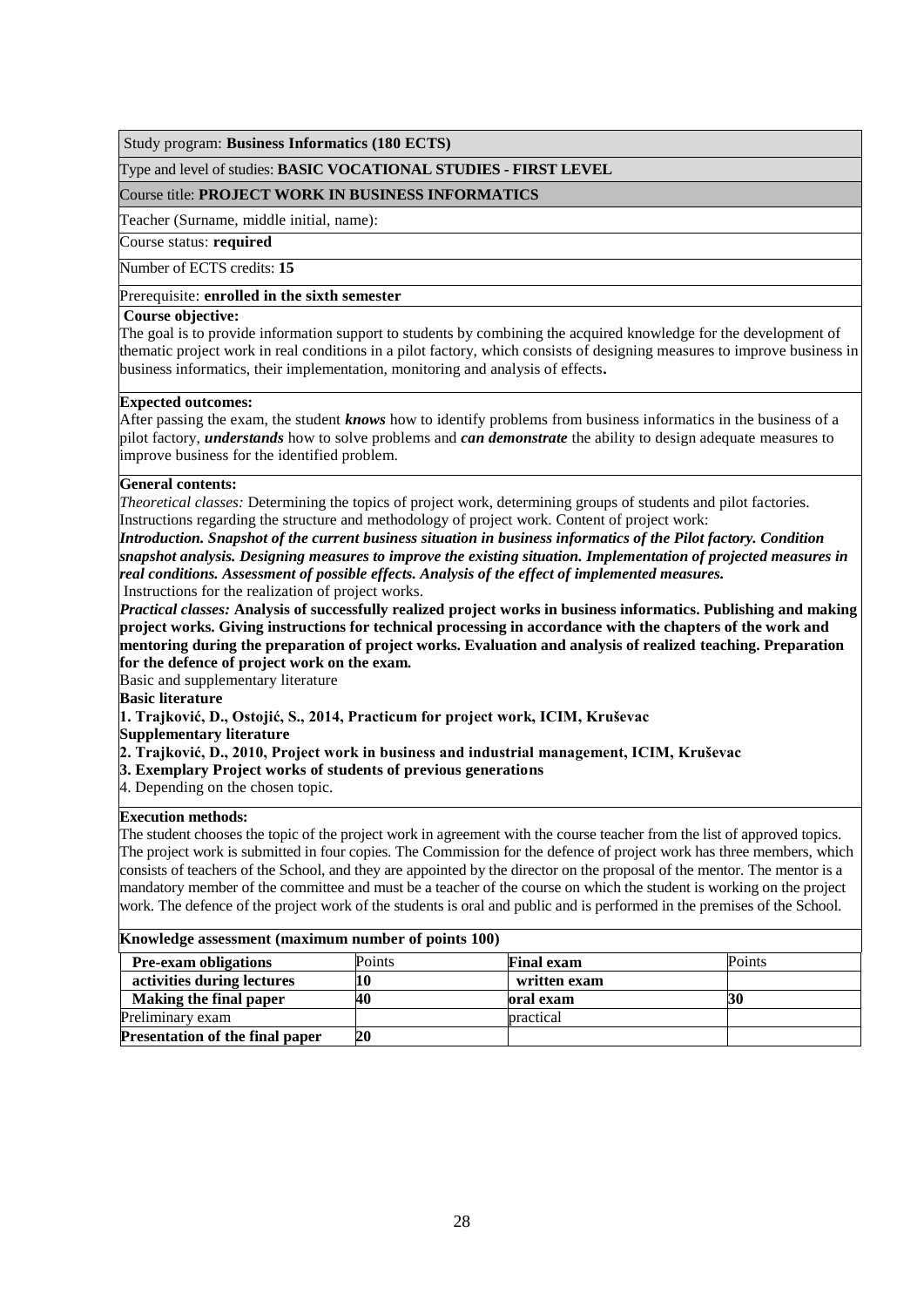Study program: **Business Informatics (180 ECTS)**

Type and level of studies: **BASIC VOCATIONAL STUDIES - FIRST LEVEL**

Course title: **PROJECT WORK IN BUSINESS INFORMATICS**

Teacher (Surname, middle initial, name):

Course status: **required**

Number of ECTS credits: **15**

Prerequisite: **enrolled in the sixth semester**

**Course objective:**

The goal is to provide information support to students by combining the acquired knowledge for the development of thematic project work in real conditions in a pilot factory, which consists of designing measures to improve business in business informatics, their implementation, monitoring and analysis of effects**.**

**Expected outcomes:**

After passing the exam, the student ***knows*** how to identify problems from business informatics in the business of a pilot factory, ***understands*** how to solve problems and ***can demonstrate*** the ability to design adequate measures to improve business for the identified problem.

**General contents:**

*Theoretical classes:* Determining the topics of project work, determining groups of students and pilot factories. Instructions regarding the structure and methodology of project work. Content of project work:

***Introduction. Snapshot of the current business situation in business informatics of the Pilot factory. Condition snapshot analysis. Designing measures to improve the existing situation. Implementation of projected measures in real conditions. Assessment of possible effects. Analysis of the effect of implemented measures.***

Instructions for the realization of project works.

*Practical classes:* **Analysis of successfully realized project works in business informatics. Publishing and making project works. Giving instructions for technical processing in accordance with the chapters of the work and mentoring during the preparation of project works. Evaluation and analysis of realized teaching. Preparation for the defence of project work on the exam.**

Basic and supplementary literature

**Basic literature**

**1. Trajković, D., Ostojić, S., 2014, Practicum for project work, ICIM, Kruševac**

**Supplementary literature**

**2. Trajković, D., 2010, Project work in business and industrial management, ICIM, Kruševac**

**3. Exemplary Project works of students of previous generations**

4. Depending on the chosen topic.

**Execution methods:**

The student chooses the topic of the project work in agreement with the course teacher from the list of approved topics. The project work is submitted in four copies. The Commission for the defence of project work has three members, which consists of teachers of the School, and they are appointed by the director on the proposal of the mentor. The mentor is a mandatory member of the committee and must be a teacher of the course on which the student is working on the project work. The defence of the project work of the students is oral and public and is performed in the premises of the School.

**Knowledge assessment (maximum number of points 100)**

| **Pre-exam obligations** | Points | **Final exam** | Points |
|---|---|---|---|
| **activities during lectures** | **10** | **written exam** | |
| **Making the final paper** | **40** | **oral exam** | **30** |
| Preliminary exam | | practical | |
| **Presentation of the final paper** | **20** | | |